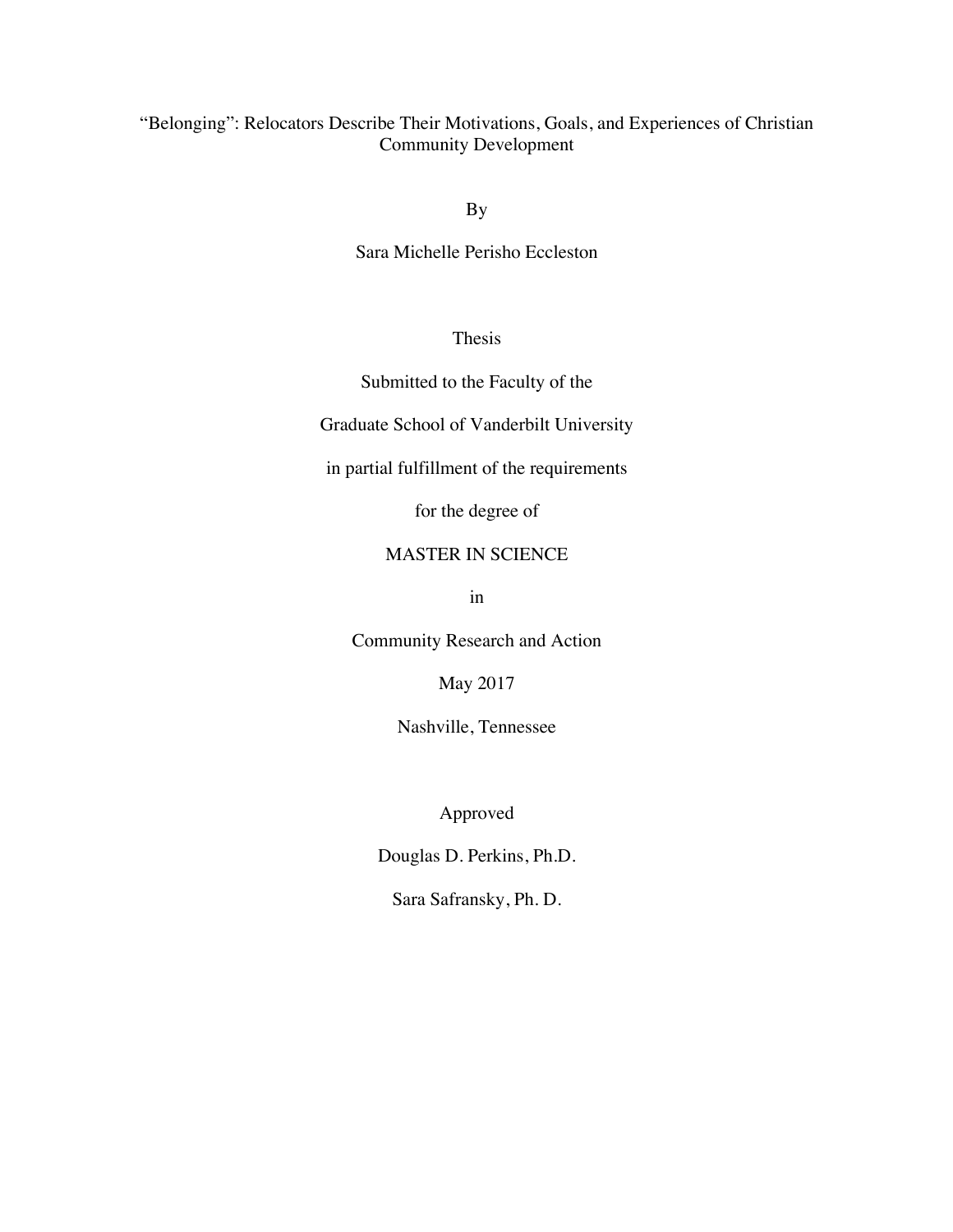# "Belonging": Relocators Describe Their Motivations, Goals, and Experiences of Christian Community Development

By

Sara Michelle Perisho Eccleston

Thesis

Submitted to the Faculty of the

Graduate School of Vanderbilt University

in partial fulfillment of the requirements

for the degree of

MASTER IN SCIENCE

in

Community Research and Action

May 2017

Nashville, Tennessee

Approved

Douglas D. Perkins, Ph.D.

Sara Safransky, Ph. D.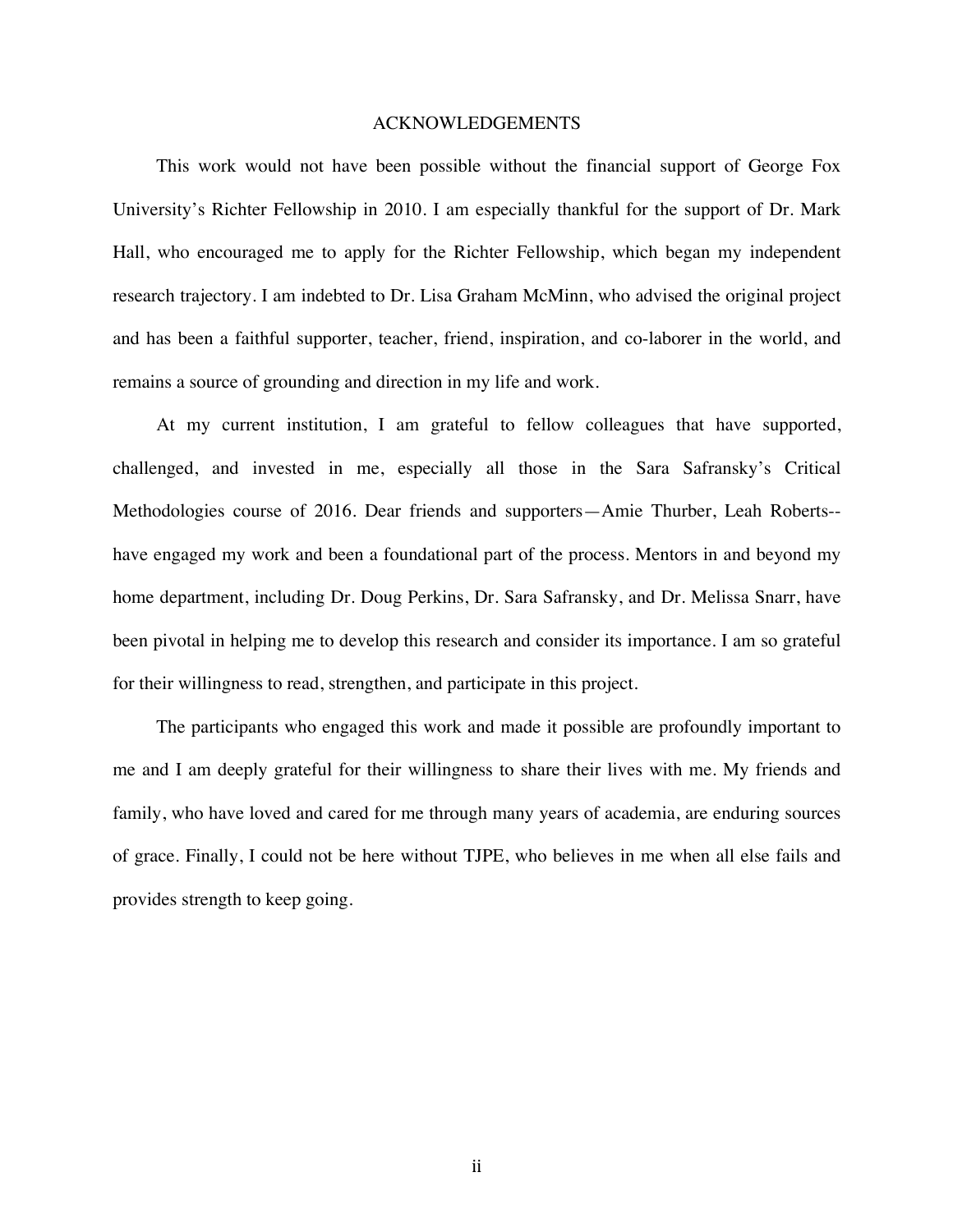# ACKNOWLEDGEMENTS

This work would not have been possible without the financial support of George Fox University's Richter Fellowship in 2010. I am especially thankful for the support of Dr. Mark Hall, who encouraged me to apply for the Richter Fellowship, which began my independent research trajectory. I am indebted to Dr. Lisa Graham McMinn, who advised the original project and has been a faithful supporter, teacher, friend, inspiration, and co-laborer in the world, and remains a source of grounding and direction in my life and work.

At my current institution, I am grateful to fellow colleagues that have supported, challenged, and invested in me, especially all those in the Sara Safransky's Critical Methodologies course of 2016. Dear friends and supporters—Amie Thurber, Leah Roberts--have engaged my work and been a foundational part of the process. Mentors in and beyond my home department, including Dr. Doug Perkins, Dr. Sara Safransky, and Dr. Melissa Snarr, have been pivotal in helping me to develop this research and consider its importance. I am so grateful for their willingness to read, strengthen, and participate in this project.

The participants who engaged this work and made it possible are profoundly important to me and I am deeply grateful for their willingness to share their lives with me. My friends and family, who have loved and cared for me through many years of academia, are enduring sources of grace. Finally, I could not be here without TJPE, who believes in me when all else fails and provides strength to keep going.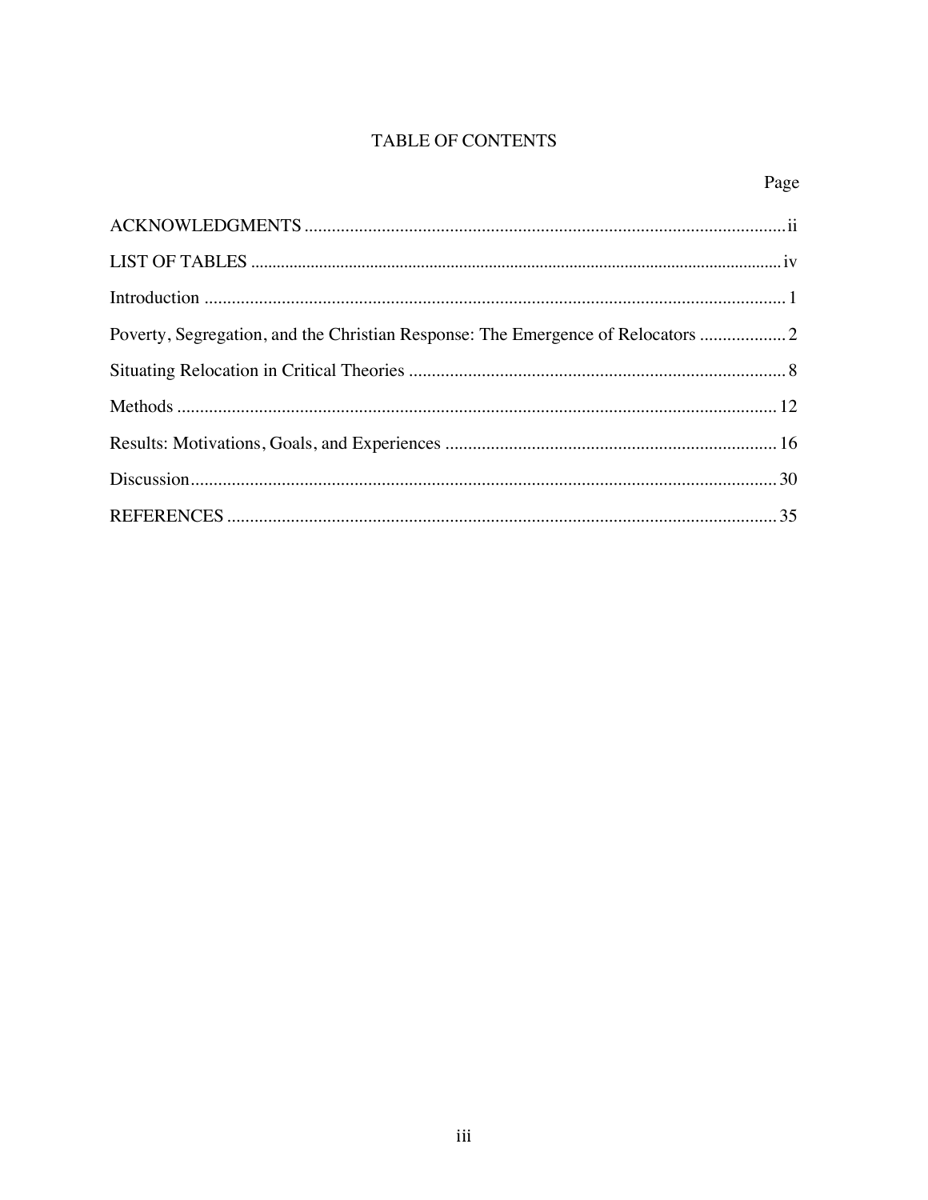# TABLE OF CONTENTS

| | Page |
|---|---|
| ACKNOWLEDGMENTS | ii |
| LIST OF TABLES | iv |
| Introduction | 1 |
| Poverty, Segregation, and the Christian Response: The Emergence of Relocators | 2 |
| Situating Relocation in Critical Theories | 8 |
| Methods | 12 |
| Results: Motivations, Goals, and Experiences | 16 |
| Discussion | 30 |
| REFERENCES | 35 |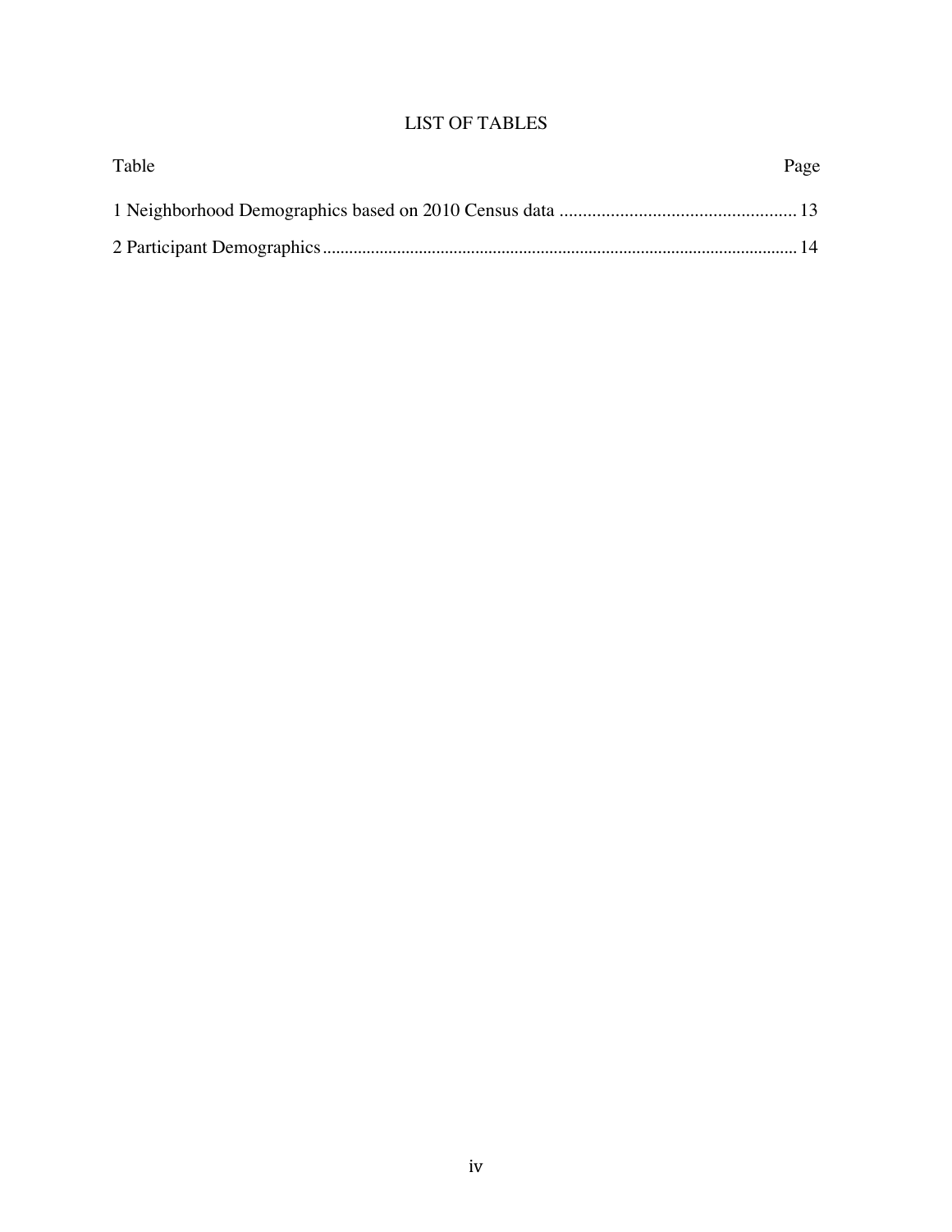# LIST OF TABLES

| Table | Page |
|---|---|
| 1 Neighborhood Demographics based on 2010 Census data | 13 |
| 2 Participant Demographics | 14 |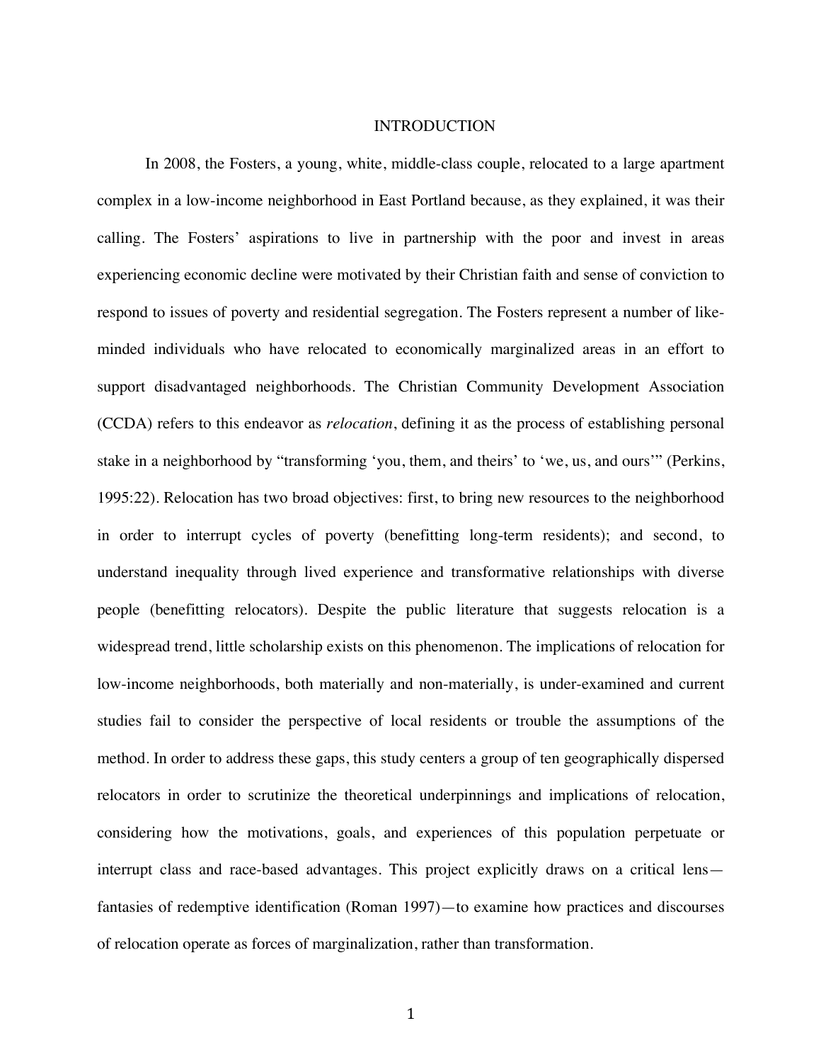# INTRODUCTION

In 2008, the Fosters, a young, white, middle-class couple, relocated to a large apartment complex in a low-income neighborhood in East Portland because, as they explained, it was their calling. The Fosters' aspirations to live in partnership with the poor and invest in areas experiencing economic decline were motivated by their Christian faith and sense of conviction to respond to issues of poverty and residential segregation. The Fosters represent a number of like-minded individuals who have relocated to economically marginalized areas in an effort to support disadvantaged neighborhoods. The Christian Community Development Association (CCDA) refers to this endeavor as *relocation*, defining it as the process of establishing personal stake in a neighborhood by "transforming 'you, them, and theirs' to 'we, us, and ours'" (Perkins, 1995:22). Relocation has two broad objectives: first, to bring new resources to the neighborhood in order to interrupt cycles of poverty (benefitting long-term residents); and second, to understand inequality through lived experience and transformative relationships with diverse people (benefitting relocators). Despite the public literature that suggests relocation is a widespread trend, little scholarship exists on this phenomenon. The implications of relocation for low-income neighborhoods, both materially and non-materially, is under-examined and current studies fail to consider the perspective of local residents or trouble the assumptions of the method. In order to address these gaps, this study centers a group of ten geographically dispersed relocators in order to scrutinize the theoretical underpinnings and implications of relocation, considering how the motivations, goals, and experiences of this population perpetuate or interrupt class and race-based advantages. This project explicitly draws on a critical lens—fantasies of redemptive identification (Roman 1997)—to examine how practices and discourses of relocation operate as forces of marginalization, rather than transformation.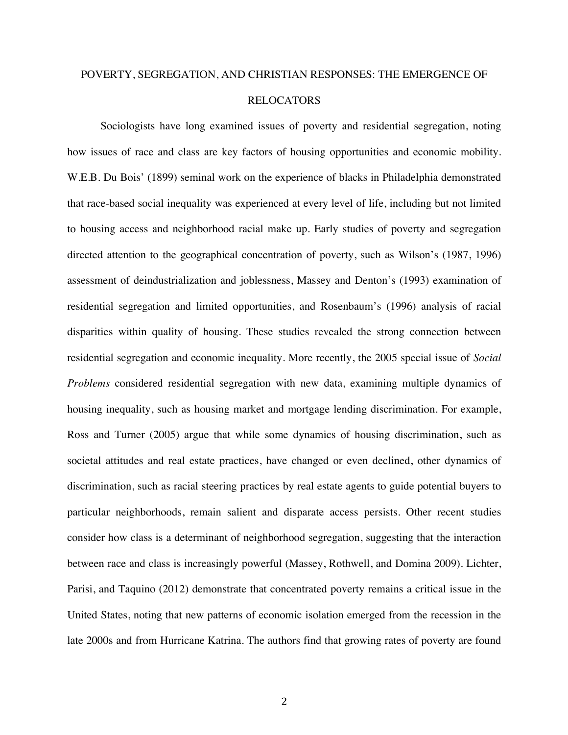# POVERTY, SEGREGATION, AND CHRISTIAN RESPONSES: THE EMERGENCE OF RELOCATORS

Sociologists have long examined issues of poverty and residential segregation, noting how issues of race and class are key factors of housing opportunities and economic mobility. W.E.B. Du Bois' (1899) seminal work on the experience of blacks in Philadelphia demonstrated that race-based social inequality was experienced at every level of life, including but not limited to housing access and neighborhood racial make up. Early studies of poverty and segregation directed attention to the geographical concentration of poverty, such as Wilson's (1987, 1996) assessment of deindustrialization and joblessness, Massey and Denton's (1993) examination of residential segregation and limited opportunities, and Rosenbaum's (1996) analysis of racial disparities within quality of housing. These studies revealed the strong connection between residential segregation and economic inequality. More recently, the 2005 special issue of *Social Problems* considered residential segregation with new data, examining multiple dynamics of housing inequality, such as housing market and mortgage lending discrimination. For example, Ross and Turner (2005) argue that while some dynamics of housing discrimination, such as societal attitudes and real estate practices, have changed or even declined, other dynamics of discrimination, such as racial steering practices by real estate agents to guide potential buyers to particular neighborhoods, remain salient and disparate access persists. Other recent studies consider how class is a determinant of neighborhood segregation, suggesting that the interaction between race and class is increasingly powerful (Massey, Rothwell, and Domina 2009). Lichter, Parisi, and Taquino (2012) demonstrate that concentrated poverty remains a critical issue in the United States, noting that new patterns of economic isolation emerged from the recession in the late 2000s and from Hurricane Katrina. The authors find that growing rates of poverty are found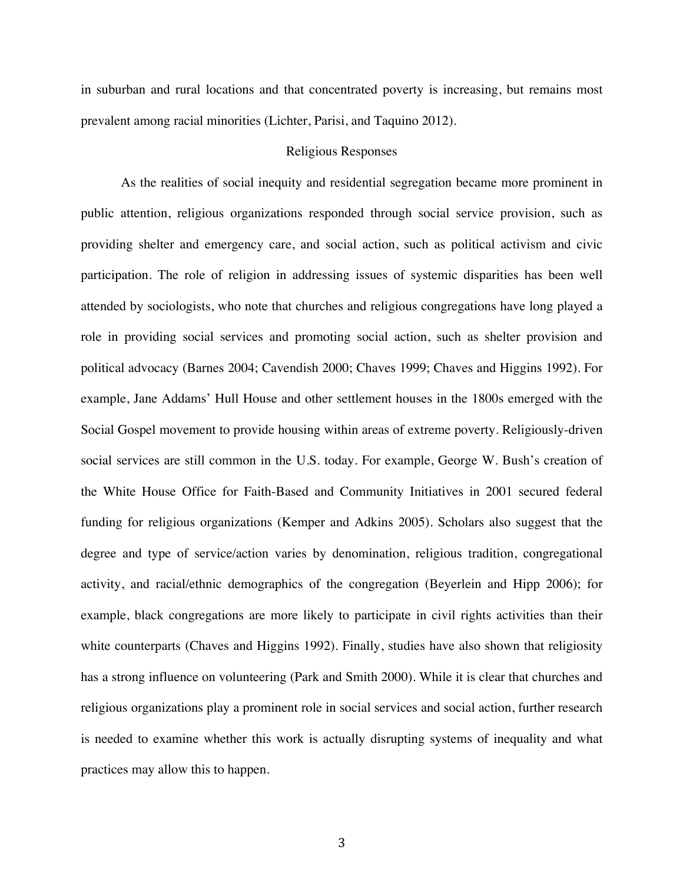in suburban and rural locations and that concentrated poverty is increasing, but remains most prevalent among racial minorities (Lichter, Parisi, and Taquino 2012).

## Religious Responses

As the realities of social inequity and residential segregation became more prominent in public attention, religious organizations responded through social service provision, such as providing shelter and emergency care, and social action, such as political activism and civic participation. The role of religion in addressing issues of systemic disparities has been well attended by sociologists, who note that churches and religious congregations have long played a role in providing social services and promoting social action, such as shelter provision and political advocacy (Barnes 2004; Cavendish 2000; Chaves 1999; Chaves and Higgins 1992). For example, Jane Addams' Hull House and other settlement houses in the 1800s emerged with the Social Gospel movement to provide housing within areas of extreme poverty. Religiously-driven social services are still common in the U.S. today. For example, George W. Bush's creation of the White House Office for Faith-Based and Community Initiatives in 2001 secured federal funding for religious organizations (Kemper and Adkins 2005). Scholars also suggest that the degree and type of service/action varies by denomination, religious tradition, congregational activity, and racial/ethnic demographics of the congregation (Beyerlein and Hipp 2006); for example, black congregations are more likely to participate in civil rights activities than their white counterparts (Chaves and Higgins 1992). Finally, studies have also shown that religiosity has a strong influence on volunteering (Park and Smith 2000). While it is clear that churches and religious organizations play a prominent role in social services and social action, further research is needed to examine whether this work is actually disrupting systems of inequality and what practices may allow this to happen.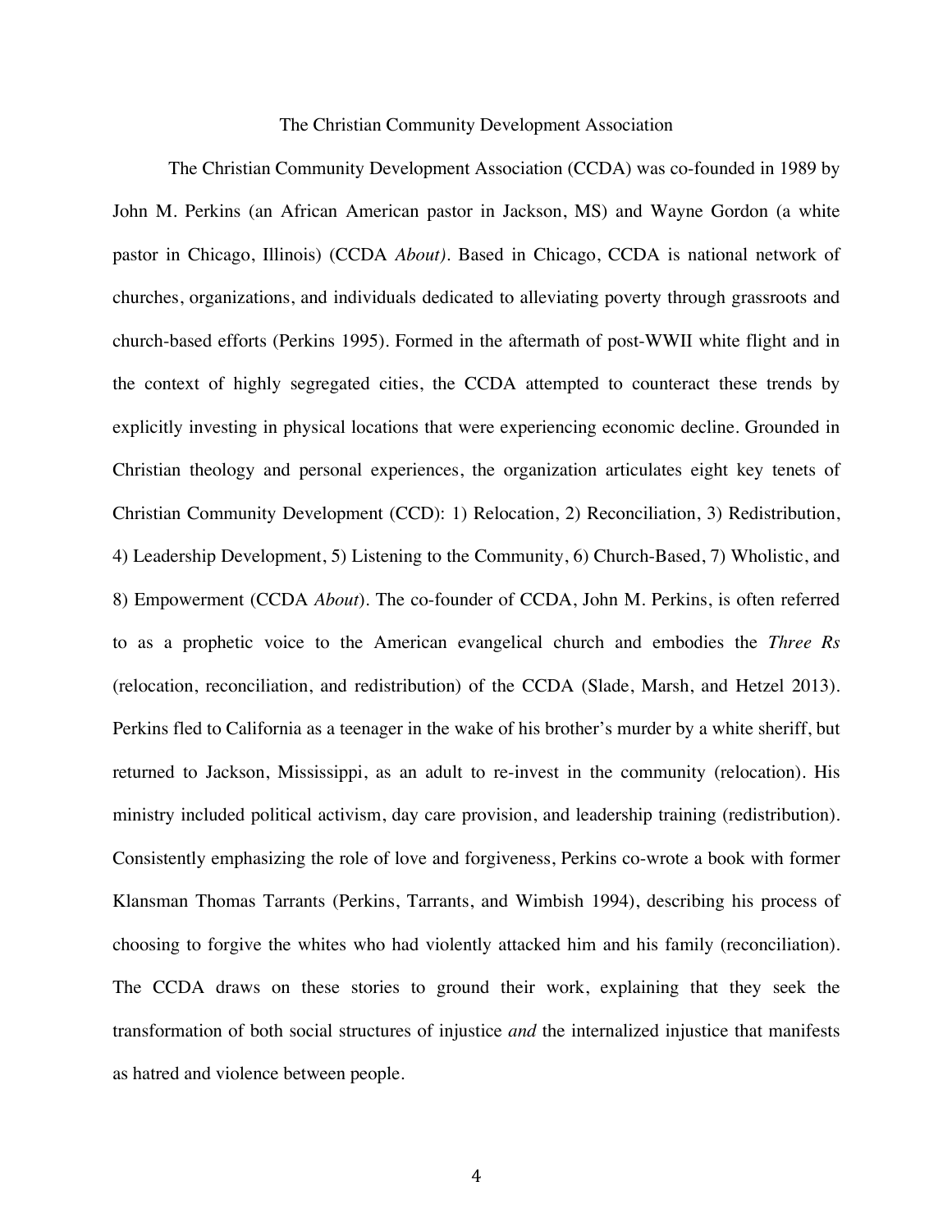## The Christian Community Development Association

The Christian Community Development Association (CCDA) was co-founded in 1989 by John M. Perkins (an African American pastor in Jackson, MS) and Wayne Gordon (a white pastor in Chicago, Illinois) (CCDA *About)*. Based in Chicago, CCDA is national network of churches, organizations, and individuals dedicated to alleviating poverty through grassroots and church-based efforts (Perkins 1995). Formed in the aftermath of post-WWII white flight and in the context of highly segregated cities, the CCDA attempted to counteract these trends by explicitly investing in physical locations that were experiencing economic decline. Grounded in Christian theology and personal experiences, the organization articulates eight key tenets of Christian Community Development (CCD): 1) Relocation, 2) Reconciliation, 3) Redistribution, 4) Leadership Development, 5) Listening to the Community, 6) Church-Based, 7) Wholistic, and 8) Empowerment (CCDA *About*). The co-founder of CCDA, John M. Perkins, is often referred to as a prophetic voice to the American evangelical church and embodies the *Three Rs* (relocation, reconciliation, and redistribution) of the CCDA (Slade, Marsh, and Hetzel 2013). Perkins fled to California as a teenager in the wake of his brother's murder by a white sheriff, but returned to Jackson, Mississippi, as an adult to re-invest in the community (relocation). His ministry included political activism, day care provision, and leadership training (redistribution). Consistently emphasizing the role of love and forgiveness, Perkins co-wrote a book with former Klansman Thomas Tarrants (Perkins, Tarrants, and Wimbish 1994), describing his process of choosing to forgive the whites who had violently attacked him and his family (reconciliation). The CCDA draws on these stories to ground their work, explaining that they seek the transformation of both social structures of injustice *and* the internalized injustice that manifests as hatred and violence between people.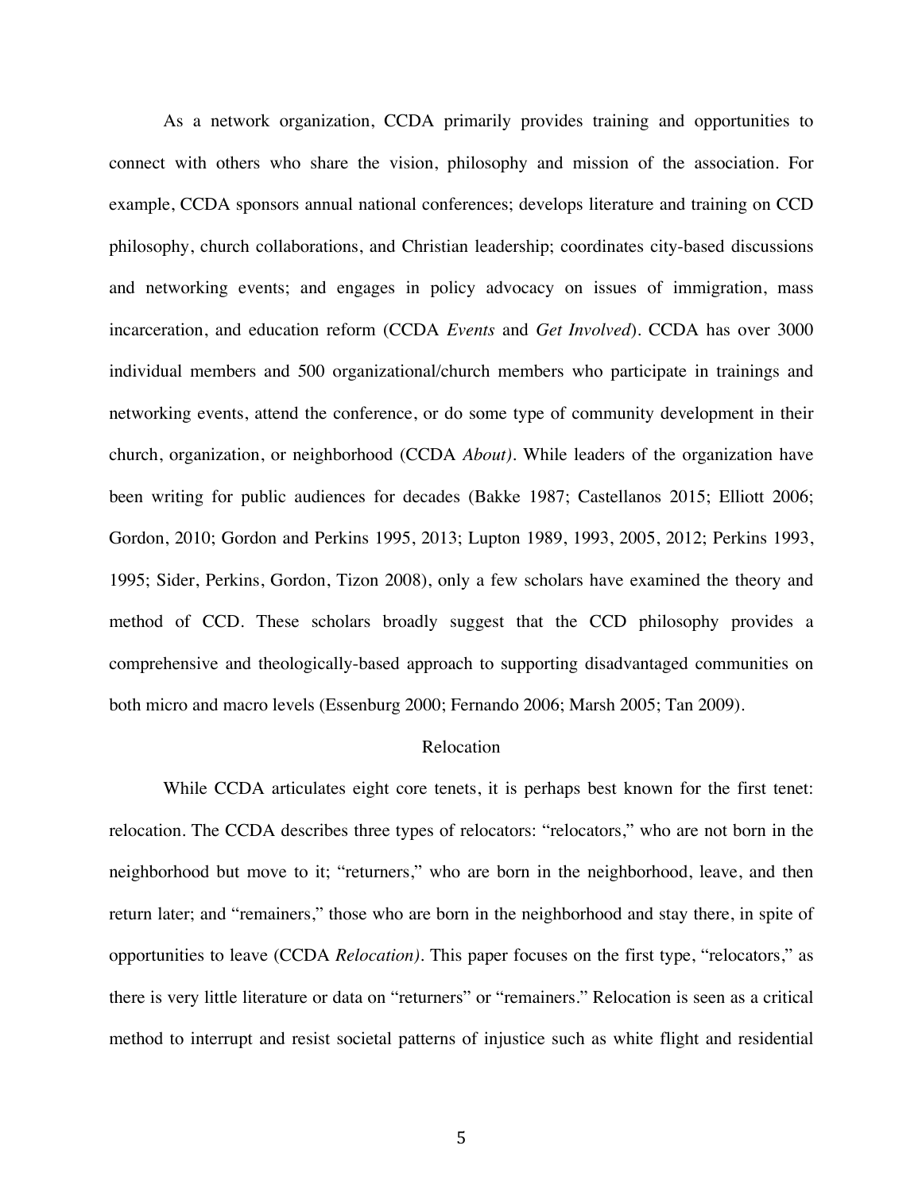As a network organization, CCDA primarily provides training and opportunities to connect with others who share the vision, philosophy and mission of the association. For example, CCDA sponsors annual national conferences; develops literature and training on CCD philosophy, church collaborations, and Christian leadership; coordinates city-based discussions and networking events; and engages in policy advocacy on issues of immigration, mass incarceration, and education reform (CCDA *Events* and *Get Involved*). CCDA has over 3000 individual members and 500 organizational/church members who participate in trainings and networking events, attend the conference, or do some type of community development in their church, organization, or neighborhood (CCDA *About)*. While leaders of the organization have been writing for public audiences for decades (Bakke 1987; Castellanos 2015; Elliott 2006; Gordon, 2010; Gordon and Perkins 1995, 2013; Lupton 1989, 1993, 2005, 2012; Perkins 1993, 1995; Sider, Perkins, Gordon, Tizon 2008), only a few scholars have examined the theory and method of CCD. These scholars broadly suggest that the CCD philosophy provides a comprehensive and theologically-based approach to supporting disadvantaged communities on both micro and macro levels (Essenburg 2000; Fernando 2006; Marsh 2005; Tan 2009).

## Relocation

While CCDA articulates eight core tenets, it is perhaps best known for the first tenet: relocation. The CCDA describes three types of relocators: "relocators," who are not born in the neighborhood but move to it; "returners," who are born in the neighborhood, leave, and then return later; and "remainers," those who are born in the neighborhood and stay there, in spite of opportunities to leave (CCDA *Relocation)*. This paper focuses on the first type, "relocators," as there is very little literature or data on "returners" or "remainers." Relocation is seen as a critical method to interrupt and resist societal patterns of injustice such as white flight and residential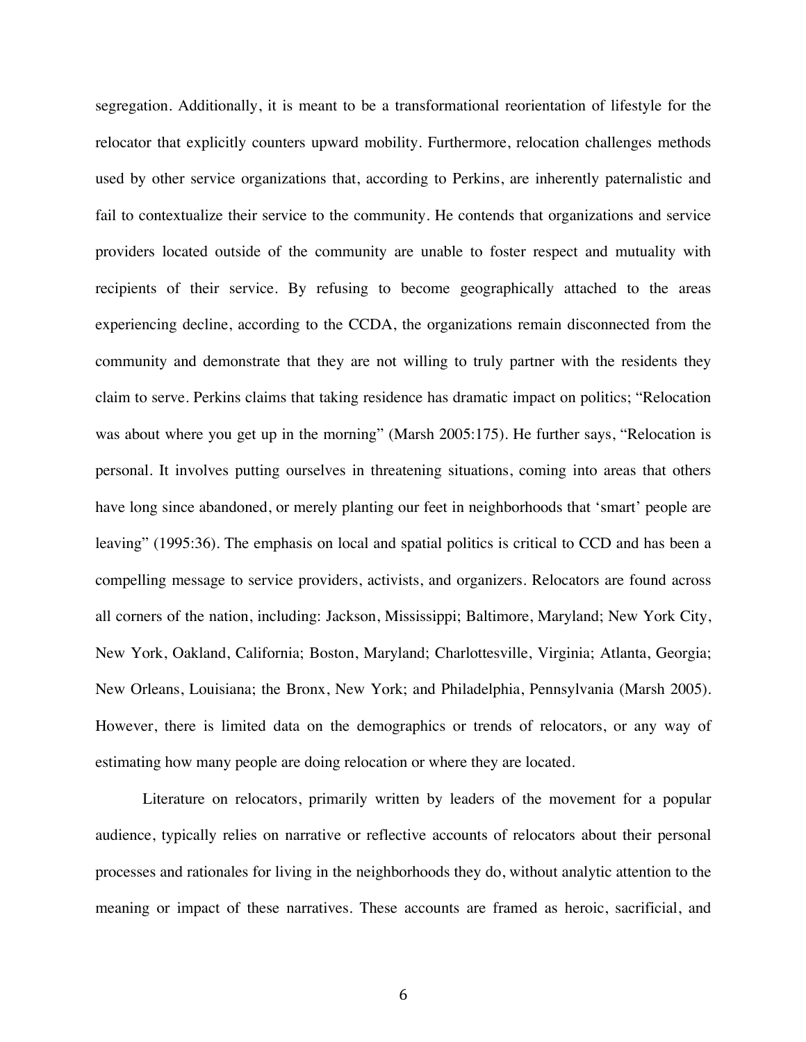segregation. Additionally, it is meant to be a transformational reorientation of lifestyle for the relocator that explicitly counters upward mobility. Furthermore, relocation challenges methods used by other service organizations that, according to Perkins, are inherently paternalistic and fail to contextualize their service to the community. He contends that organizations and service providers located outside of the community are unable to foster respect and mutuality with recipients of their service. By refusing to become geographically attached to the areas experiencing decline, according to the CCDA, the organizations remain disconnected from the community and demonstrate that they are not willing to truly partner with the residents they claim to serve. Perkins claims that taking residence has dramatic impact on politics; "Relocation was about where you get up in the morning" (Marsh 2005:175). He further says, "Relocation is personal. It involves putting ourselves in threatening situations, coming into areas that others have long since abandoned, or merely planting our feet in neighborhoods that 'smart' people are leaving" (1995:36). The emphasis on local and spatial politics is critical to CCD and has been a compelling message to service providers, activists, and organizers. Relocators are found across all corners of the nation, including: Jackson, Mississippi; Baltimore, Maryland; New York City, New York, Oakland, California; Boston, Maryland; Charlottesville, Virginia; Atlanta, Georgia; New Orleans, Louisiana; the Bronx, New York; and Philadelphia, Pennsylvania (Marsh 2005). However, there is limited data on the demographics or trends of relocators, or any way of estimating how many people are doing relocation or where they are located.

Literature on relocators, primarily written by leaders of the movement for a popular audience, typically relies on narrative or reflective accounts of relocators about their personal processes and rationales for living in the neighborhoods they do, without analytic attention to the meaning or impact of these narratives. These accounts are framed as heroic, sacrificial, and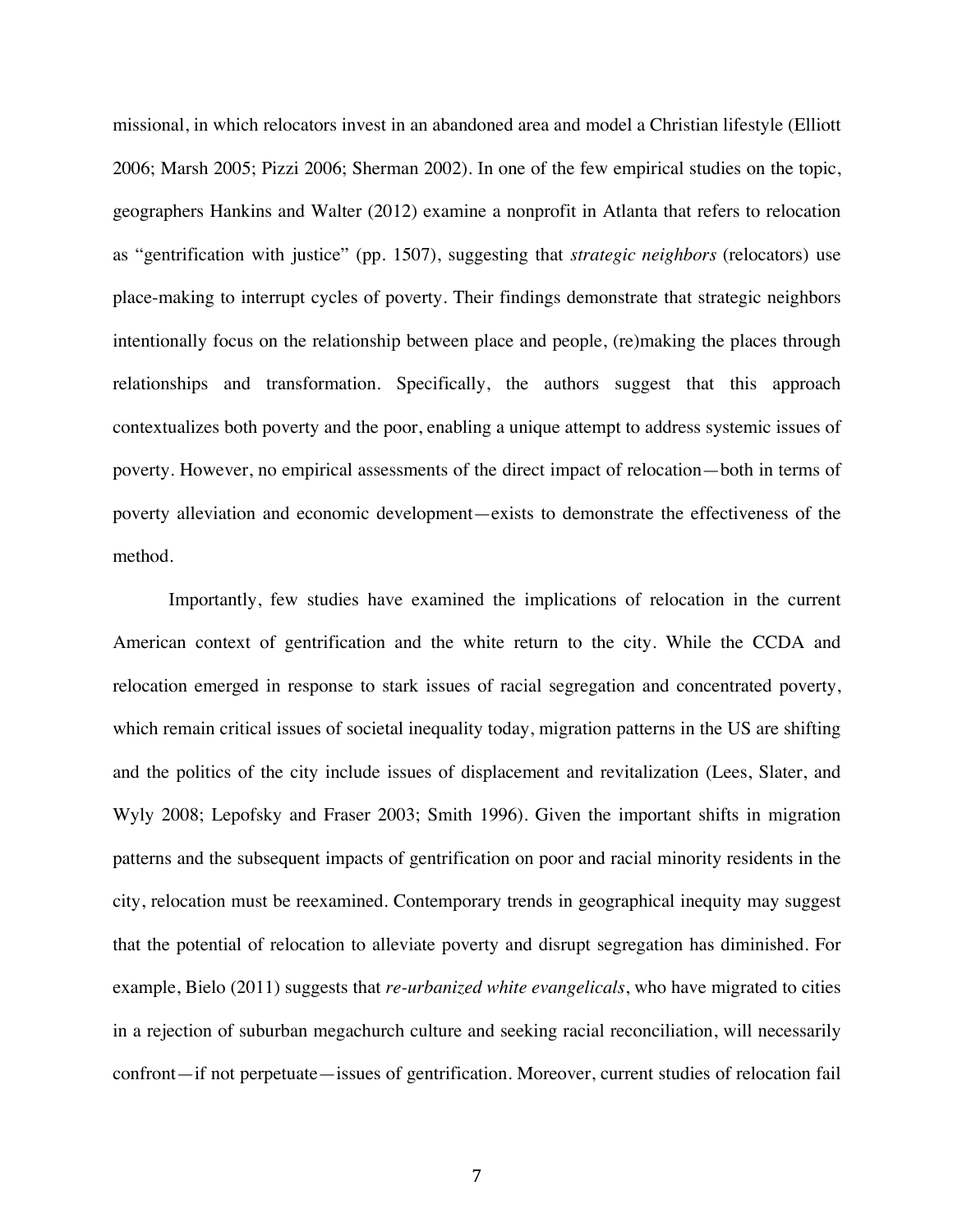missional, in which relocators invest in an abandoned area and model a Christian lifestyle (Elliott 2006; Marsh 2005; Pizzi 2006; Sherman 2002). In one of the few empirical studies on the topic, geographers Hankins and Walter (2012) examine a nonprofit in Atlanta that refers to relocation as "gentrification with justice" (pp. 1507), suggesting that *strategic neighbors* (relocators) use place-making to interrupt cycles of poverty. Their findings demonstrate that strategic neighbors intentionally focus on the relationship between place and people, (re)making the places through relationships and transformation. Specifically, the authors suggest that this approach contextualizes both poverty and the poor, enabling a unique attempt to address systemic issues of poverty. However, no empirical assessments of the direct impact of relocation—both in terms of poverty alleviation and economic development—exists to demonstrate the effectiveness of the method.

Importantly, few studies have examined the implications of relocation in the current American context of gentrification and the white return to the city. While the CCDA and relocation emerged in response to stark issues of racial segregation and concentrated poverty, which remain critical issues of societal inequality today, migration patterns in the US are shifting and the politics of the city include issues of displacement and revitalization (Lees, Slater, and Wyly 2008; Lepofsky and Fraser 2003; Smith 1996). Given the important shifts in migration patterns and the subsequent impacts of gentrification on poor and racial minority residents in the city, relocation must be reexamined. Contemporary trends in geographical inequity may suggest that the potential of relocation to alleviate poverty and disrupt segregation has diminished. For example, Bielo (2011) suggests that *re-urbanized white evangelicals*, who have migrated to cities in a rejection of suburban megachurch culture and seeking racial reconciliation, will necessarily confront—if not perpetuate—issues of gentrification. Moreover, current studies of relocation fail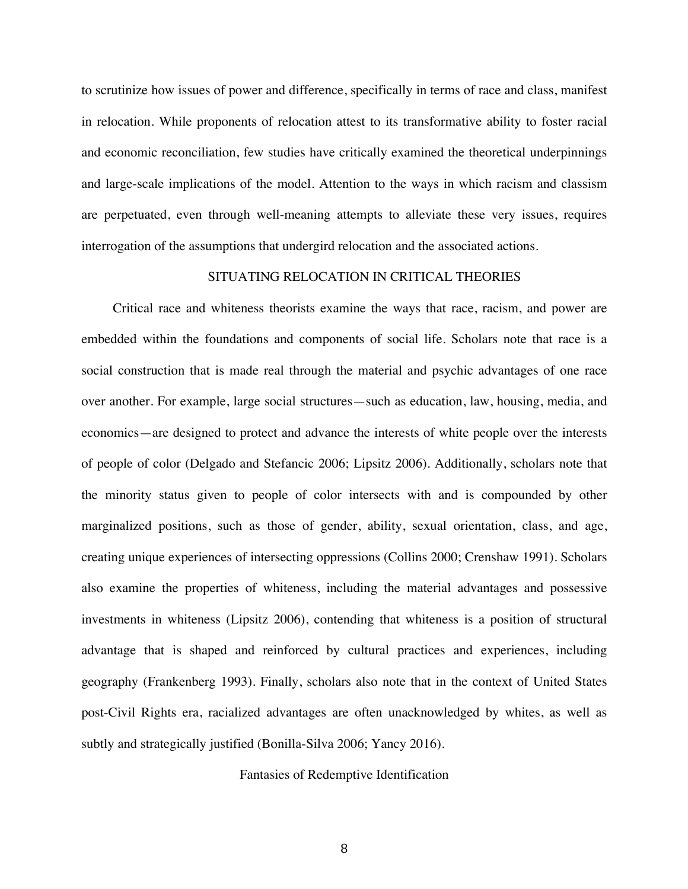to scrutinize how issues of power and difference, specifically in terms of race and class, manifest in relocation. While proponents of relocation attest to its transformative ability to foster racial and economic reconciliation, few studies have critically examined the theoretical underpinnings and large-scale implications of the model. Attention to the ways in which racism and classism are perpetuated, even through well-meaning attempts to alleviate these very issues, requires interrogation of the assumptions that undergird relocation and the associated actions.

## SITUATING RELOCATION IN CRITICAL THEORIES

Critical race and whiteness theorists examine the ways that race, racism, and power are embedded within the foundations and components of social life. Scholars note that race is a social construction that is made real through the material and psychic advantages of one race over another. For example, large social structures—such as education, law, housing, media, and economics—are designed to protect and advance the interests of white people over the interests of people of color (Delgado and Stefancic 2006; Lipsitz 2006). Additionally, scholars note that the minority status given to people of color intersects with and is compounded by other marginalized positions, such as those of gender, ability, sexual orientation, class, and age, creating unique experiences of intersecting oppressions (Collins 2000; Crenshaw 1991). Scholars also examine the properties of whiteness, including the material advantages and possessive investments in whiteness (Lipsitz 2006), contending that whiteness is a position of structural advantage that is shaped and reinforced by cultural practices and experiences, including geography (Frankenberg 1993). Finally, scholars also note that in the context of United States post-Civil Rights era, racialized advantages are often unacknowledged by whites, as well as subtly and strategically justified (Bonilla-Silva 2006; Yancy 2016).

### Fantasies of Redemptive Identification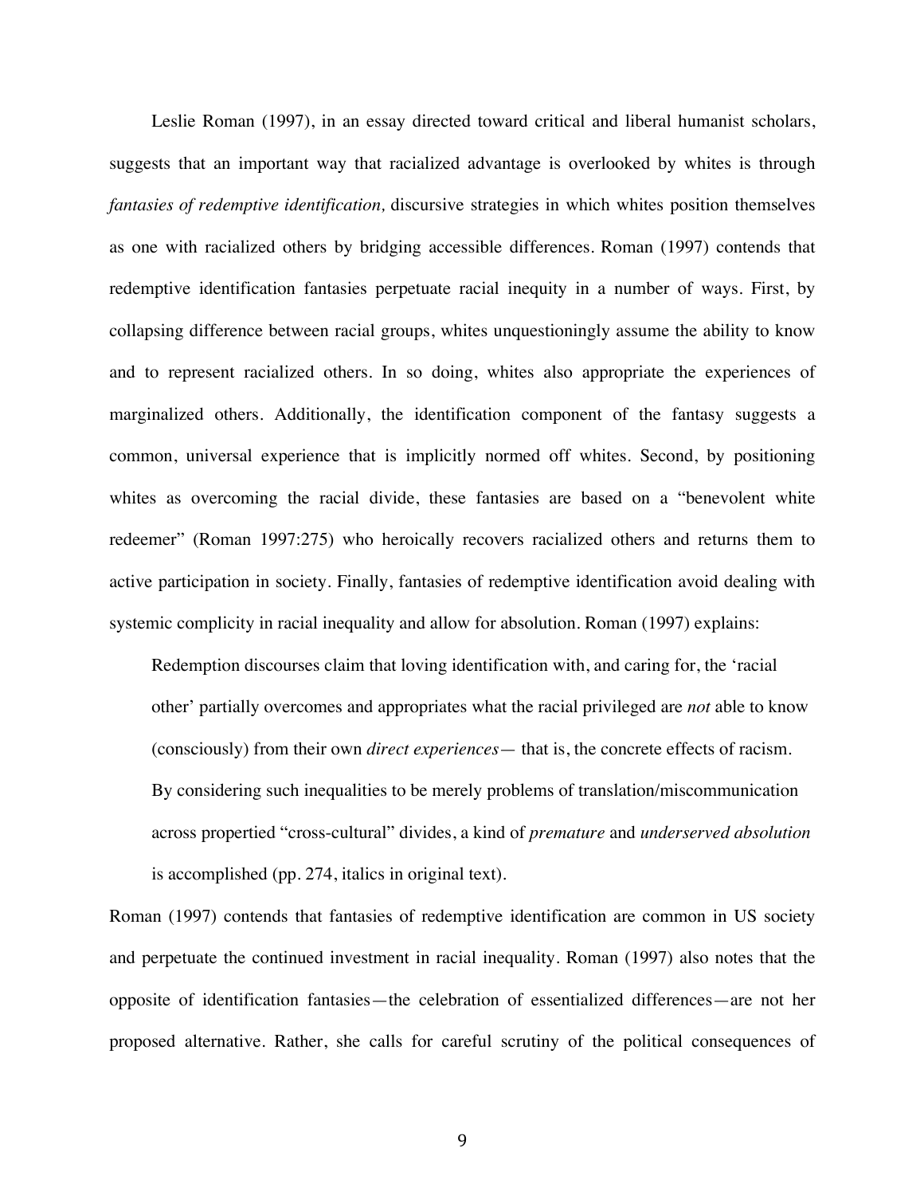Leslie Roman (1997), in an essay directed toward critical and liberal humanist scholars, suggests that an important way that racialized advantage is overlooked by whites is through *fantasies of redemptive identification,* discursive strategies in which whites position themselves as one with racialized others by bridging accessible differences. Roman (1997) contends that redemptive identification fantasies perpetuate racial inequity in a number of ways. First, by collapsing difference between racial groups, whites unquestioningly assume the ability to know and to represent racialized others. In so doing, whites also appropriate the experiences of marginalized others. Additionally, the identification component of the fantasy suggests a common, universal experience that is implicitly normed off whites. Second, by positioning whites as overcoming the racial divide, these fantasies are based on a "benevolent white redeemer" (Roman 1997:275) who heroically recovers racialized others and returns them to active participation in society. Finally, fantasies of redemptive identification avoid dealing with systemic complicity in racial inequality and allow for absolution. Roman (1997) explains:

> Redemption discourses claim that loving identification with, and caring for, the 'racial other' partially overcomes and appropriates what the racial privileged are *not* able to know (consciously) from their own *direct experiences*— that is, the concrete effects of racism. By considering such inequalities to be merely problems of translation/miscommunication across propertied "cross-cultural" divides, a kind of *premature* and *underserved absolution* is accomplished (pp. 274, italics in original text).

Roman (1997) contends that fantasies of redemptive identification are common in US society and perpetuate the continued investment in racial inequality. Roman (1997) also notes that the opposite of identification fantasies—the celebration of essentialized differences—are not her proposed alternative. Rather, she calls for careful scrutiny of the political consequences of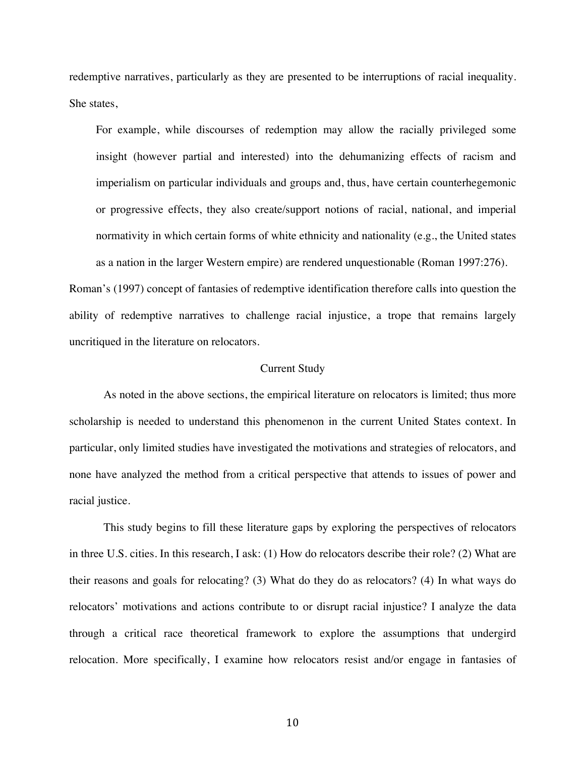redemptive narratives, particularly as they are presented to be interruptions of racial inequality. She states,

> For example, while discourses of redemption may allow the racially privileged some insight (however partial and interested) into the dehumanizing effects of racism and imperialism on particular individuals and groups and, thus, have certain counterhegemonic or progressive effects, they also create/support notions of racial, national, and imperial normativity in which certain forms of white ethnicity and nationality (e.g., the United states as a nation in the larger Western empire) are rendered unquestionable (Roman 1997:276).

Roman's (1997) concept of fantasies of redemptive identification therefore calls into question the ability of redemptive narratives to challenge racial injustice, a trope that remains largely uncritiqued in the literature on relocators.

## Current Study

As noted in the above sections, the empirical literature on relocators is limited; thus more scholarship is needed to understand this phenomenon in the current United States context. In particular, only limited studies have investigated the motivations and strategies of relocators, and none have analyzed the method from a critical perspective that attends to issues of power and racial justice.

This study begins to fill these literature gaps by exploring the perspectives of relocators in three U.S. cities. In this research, I ask: (1) How do relocators describe their role? (2) What are their reasons and goals for relocating? (3) What do they do as relocators? (4) In what ways do relocators' motivations and actions contribute to or disrupt racial injustice? I analyze the data through a critical race theoretical framework to explore the assumptions that undergird relocation. More specifically, I examine how relocators resist and/or engage in fantasies of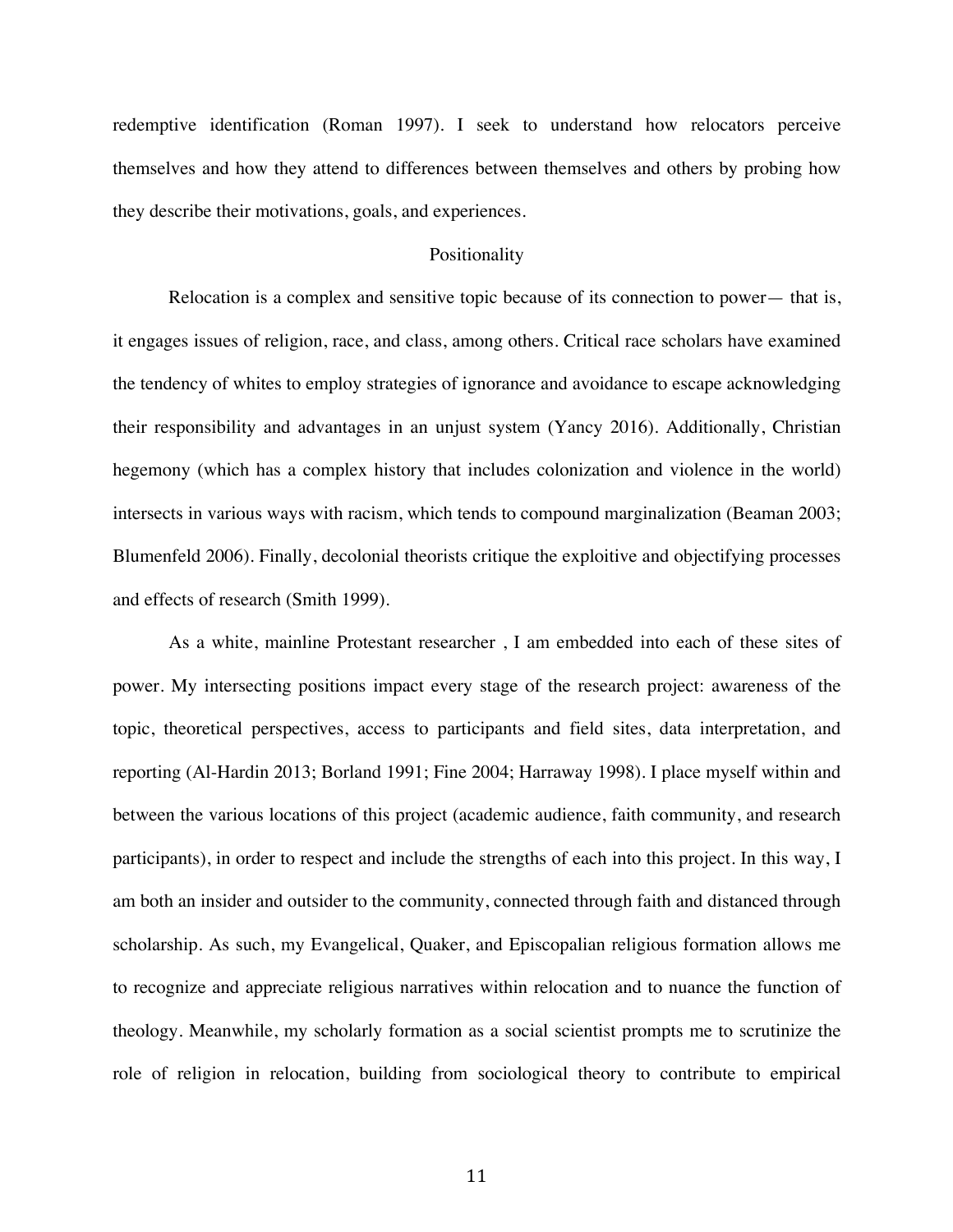redemptive identification (Roman 1997). I seek to understand how relocators perceive themselves and how they attend to differences between themselves and others by probing how they describe their motivations, goals, and experiences.

## Positionality

Relocation is a complex and sensitive topic because of its connection to power— that is, it engages issues of religion, race, and class, among others. Critical race scholars have examined the tendency of whites to employ strategies of ignorance and avoidance to escape acknowledging their responsibility and advantages in an unjust system (Yancy 2016). Additionally, Christian hegemony (which has a complex history that includes colonization and violence in the world) intersects in various ways with racism, which tends to compound marginalization (Beaman 2003; Blumenfeld 2006). Finally, decolonial theorists critique the exploitive and objectifying processes and effects of research (Smith 1999).

As a white, mainline Protestant researcher , I am embedded into each of these sites of power. My intersecting positions impact every stage of the research project: awareness of the topic, theoretical perspectives, access to participants and field sites, data interpretation, and reporting (Al-Hardin 2013; Borland 1991; Fine 2004; Harraway 1998). I place myself within and between the various locations of this project (academic audience, faith community, and research participants), in order to respect and include the strengths of each into this project. In this way, I am both an insider and outsider to the community, connected through faith and distanced through scholarship. As such, my Evangelical, Quaker, and Episcopalian religious formation allows me to recognize and appreciate religious narratives within relocation and to nuance the function of theology. Meanwhile, my scholarly formation as a social scientist prompts me to scrutinize the role of religion in relocation, building from sociological theory to contribute to empirical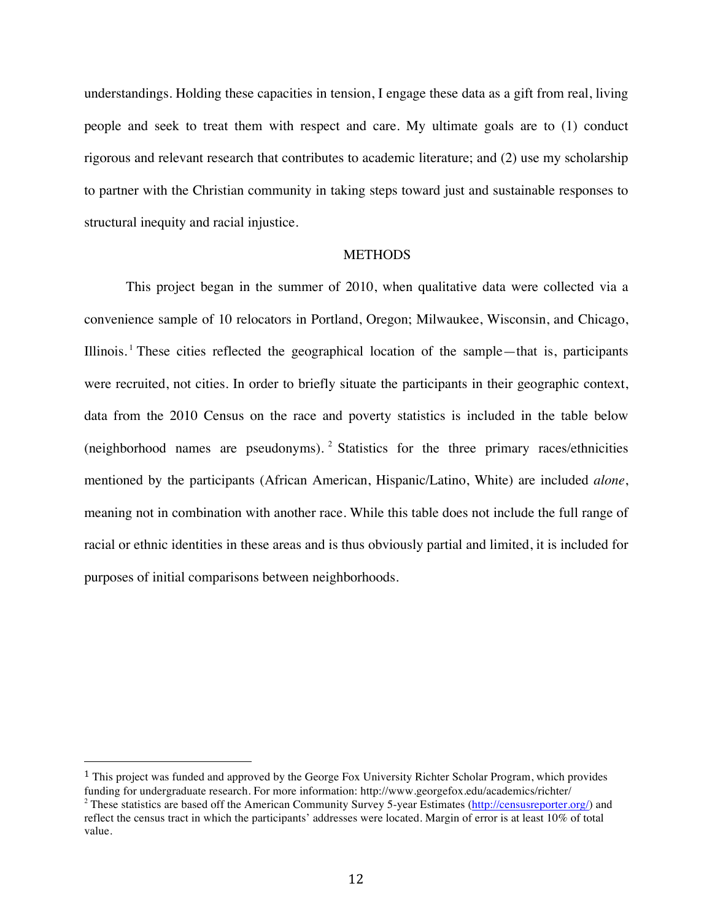understandings. Holding these capacities in tension, I engage these data as a gift from real, living people and seek to treat them with respect and care. My ultimate goals are to (1) conduct rigorous and relevant research that contributes to academic literature; and (2) use my scholarship to partner with the Christian community in taking steps toward just and sustainable responses to structural inequity and racial injustice.

## METHODS

This project began in the summer of 2010, when qualitative data were collected via a convenience sample of 10 relocators in Portland, Oregon; Milwaukee, Wisconsin, and Chicago, Illinois.[1] These cities reflected the geographical location of the sample—that is, participants were recruited, not cities. In order to briefly situate the participants in their geographic context, data from the 2010 Census on the race and poverty statistics is included in the table below (neighborhood names are pseudonyms).[2] Statistics for the three primary races/ethnicities mentioned by the participants (African American, Hispanic/Latino, White) are included *alone*, meaning not in combination with another race. While this table does not include the full range of racial or ethnic identities in these areas and is thus obviously partial and limited, it is included for purposes of initial comparisons between neighborhoods.

---

[1] This project was funded and approved by the George Fox University Richter Scholar Program, which provides funding for undergraduate research. For more information: http://www.georgefox.edu/academics/richter/

[2] These statistics are based off the American Community Survey 5-year Estimates (http://censusreporter.org/) and reflect the census tract in which the participants' addresses were located. Margin of error is at least 10% of total value.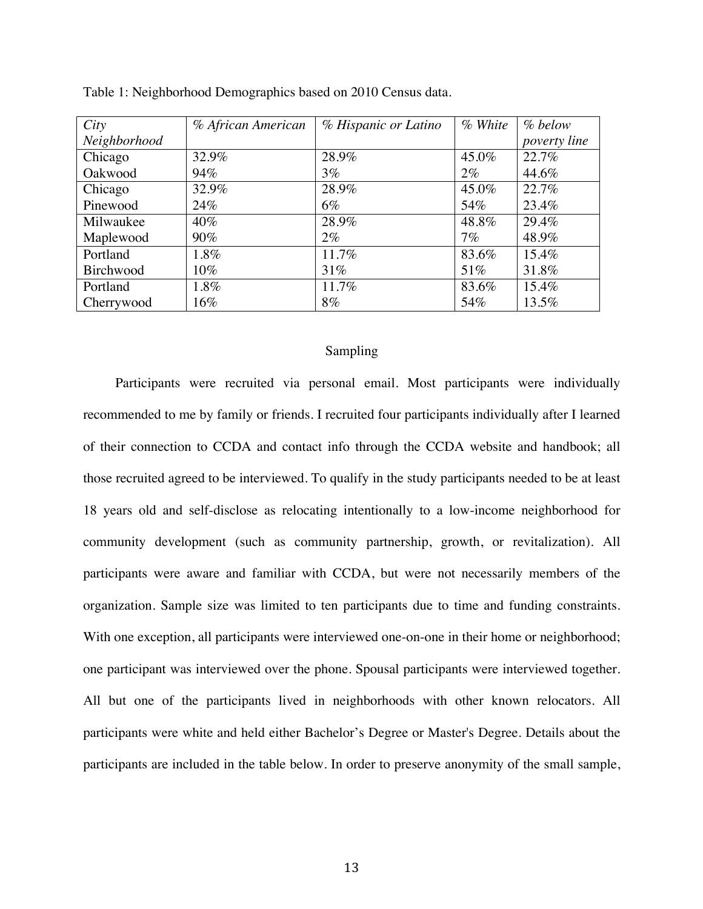Table 1: Neighborhood Demographics based on 2010 Census data.

| *City* *Neighborhood* | *% African American* | *% Hispanic or Latino* | *% White* | *% below poverty line* |
|---|---|---|---|---|
| Chicago Oakwood | 32.9% 94% | 28.9% 3% | 45.0% 2% | 22.7% 44.6% |
| Chicago Pinewood | 32.9% 24% | 28.9% 6% | 45.0% 54% | 22.7% 23.4% |
| Milwaukee Maplewood | 40% 90% | 28.9% 2% | 48.8% 7% | 29.4% 48.9% |
| Portland Birchwood | 1.8% 10% | 11.7% 31% | 83.6% 51% | 15.4% 31.8% |
| Portland Cherrywood | 1.8% 16% | 11.7% 8% | 83.6% 54% | 15.4% 13.5% |

## Sampling

Participants were recruited via personal email. Most participants were individually recommended to me by family or friends. I recruited four participants individually after I learned of their connection to CCDA and contact info through the CCDA website and handbook; all those recruited agreed to be interviewed. To qualify in the study participants needed to be at least 18 years old and self-disclose as relocating intentionally to a low-income neighborhood for community development (such as community partnership, growth, or revitalization). All participants were aware and familiar with CCDA, but were not necessarily members of the organization. Sample size was limited to ten participants due to time and funding constraints. With one exception, all participants were interviewed one-on-one in their home or neighborhood; one participant was interviewed over the phone. Spousal participants were interviewed together. All but one of the participants lived in neighborhoods with other known relocators. All participants were white and held either Bachelor's Degree or Master's Degree. Details about the participants are included in the table below. In order to preserve anonymity of the small sample,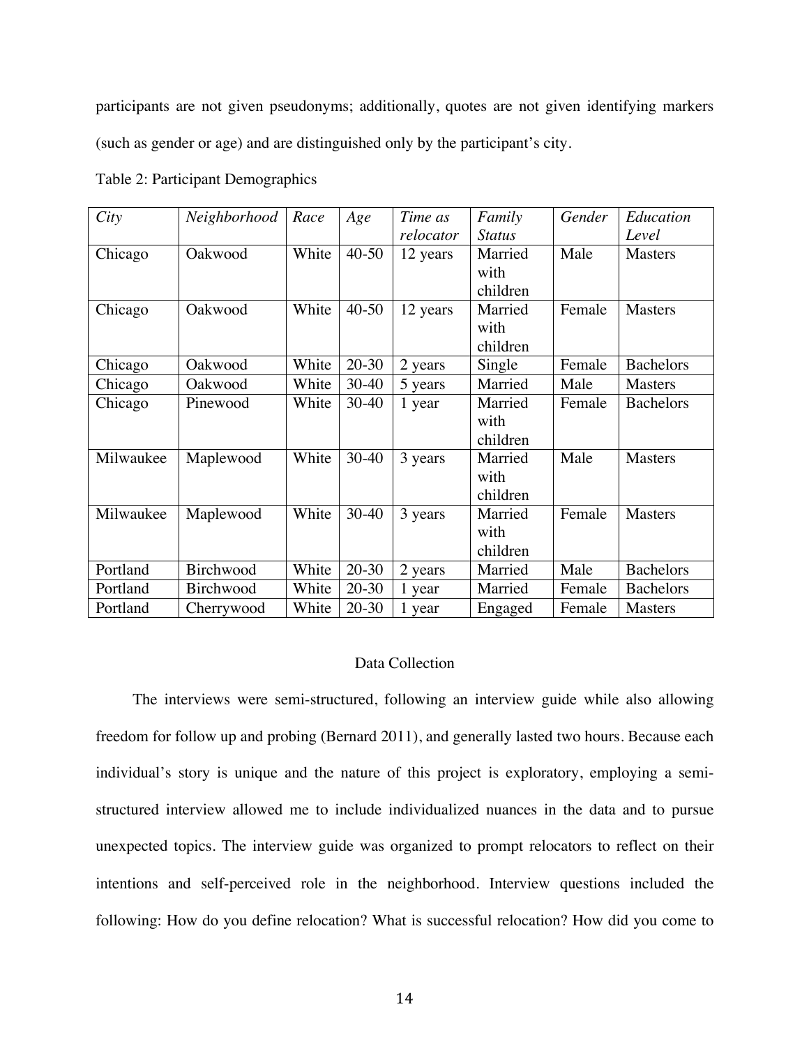participants are not given pseudonyms; additionally, quotes are not given identifying markers (such as gender or age) and are distinguished only by the participant's city.

Table 2: Participant Demographics

| *City* | *Neighborhood* | *Race* | *Age* | *Time as relocator* | *Family Status* | *Gender* | *Education Level* |
|---|---|---|---|---|---|---|---|
| Chicago | Oakwood | White | 40-50 | 12 years | Married with children | Male | Masters |
| Chicago | Oakwood | White | 40-50 | 12 years | Married with children | Female | Masters |
| Chicago | Oakwood | White | 20-30 | 2 years | Single | Female | Bachelors |
| Chicago | Oakwood | White | 30-40 | 5 years | Married | Male | Masters |
| Chicago | Pinewood | White | 30-40 | 1 year | Married with children | Female | Bachelors |
| Milwaukee | Maplewood | White | 30-40 | 3 years | Married with children | Male | Masters |
| Milwaukee | Maplewood | White | 30-40 | 3 years | Married with children | Female | Masters |
| Portland | Birchwood | White | 20-30 | 2 years | Married | Male | Bachelors |
| Portland | Birchwood | White | 20-30 | 1 year | Married | Female | Bachelors |
| Portland | Cherrywood | White | 20-30 | 1 year | Engaged | Female | Masters |

## Data Collection

The interviews were semi-structured, following an interview guide while also allowing freedom for follow up and probing (Bernard 2011), and generally lasted two hours. Because each individual's story is unique and the nature of this project is exploratory, employing a semi-structured interview allowed me to include individualized nuances in the data and to pursue unexpected topics. The interview guide was organized to prompt relocators to reflect on their intentions and self-perceived role in the neighborhood. Interview questions included the following: How do you define relocation? What is successful relocation? How did you come to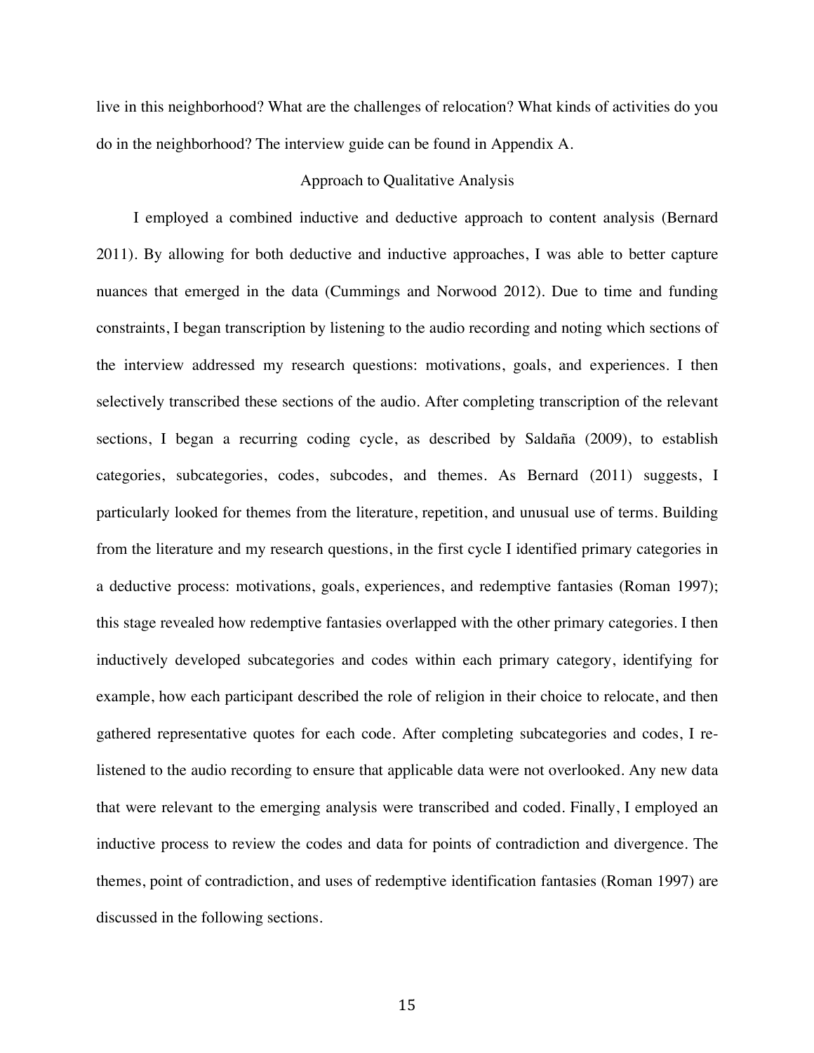live in this neighborhood? What are the challenges of relocation? What kinds of activities do you do in the neighborhood? The interview guide can be found in Appendix A.

## Approach to Qualitative Analysis

I employed a combined inductive and deductive approach to content analysis (Bernard 2011). By allowing for both deductive and inductive approaches, I was able to better capture nuances that emerged in the data (Cummings and Norwood 2012). Due to time and funding constraints, I began transcription by listening to the audio recording and noting which sections of the interview addressed my research questions: motivations, goals, and experiences. I then selectively transcribed these sections of the audio. After completing transcription of the relevant sections, I began a recurring coding cycle, as described by Saldaña (2009), to establish categories, subcategories, codes, subcodes, and themes. As Bernard (2011) suggests, I particularly looked for themes from the literature, repetition, and unusual use of terms. Building from the literature and my research questions, in the first cycle I identified primary categories in a deductive process: motivations, goals, experiences, and redemptive fantasies (Roman 1997); this stage revealed how redemptive fantasies overlapped with the other primary categories. I then inductively developed subcategories and codes within each primary category, identifying for example, how each participant described the role of religion in their choice to relocate, and then gathered representative quotes for each code. After completing subcategories and codes, I re-listened to the audio recording to ensure that applicable data were not overlooked. Any new data that were relevant to the emerging analysis were transcribed and coded. Finally, I employed an inductive process to review the codes and data for points of contradiction and divergence. The themes, point of contradiction, and uses of redemptive identification fantasies (Roman 1997) are discussed in the following sections.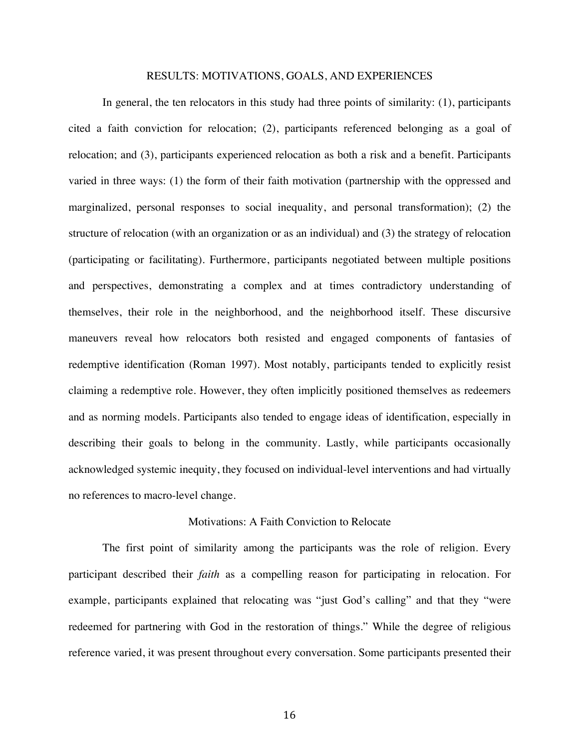## RESULTS: MOTIVATIONS, GOALS, AND EXPERIENCES

In general, the ten relocators in this study had three points of similarity: (1), participants cited a faith conviction for relocation; (2), participants referenced belonging as a goal of relocation; and (3), participants experienced relocation as both a risk and a benefit. Participants varied in three ways: (1) the form of their faith motivation (partnership with the oppressed and marginalized, personal responses to social inequality, and personal transformation); (2) the structure of relocation (with an organization or as an individual) and (3) the strategy of relocation (participating or facilitating). Furthermore, participants negotiated between multiple positions and perspectives, demonstrating a complex and at times contradictory understanding of themselves, their role in the neighborhood, and the neighborhood itself. These discursive maneuvers reveal how relocators both resisted and engaged components of fantasies of redemptive identification (Roman 1997). Most notably, participants tended to explicitly resist claiming a redemptive role. However, they often implicitly positioned themselves as redeemers and as norming models. Participants also tended to engage ideas of identification, especially in describing their goals to belong in the community. Lastly, while participants occasionally acknowledged systemic inequity, they focused on individual-level interventions and had virtually no references to macro-level change.

### Motivations: A Faith Conviction to Relocate

The first point of similarity among the participants was the role of religion. Every participant described their *faith* as a compelling reason for participating in relocation. For example, participants explained that relocating was "just God's calling" and that they "were redeemed for partnering with God in the restoration of things." While the degree of religious reference varied, it was present throughout every conversation. Some participants presented their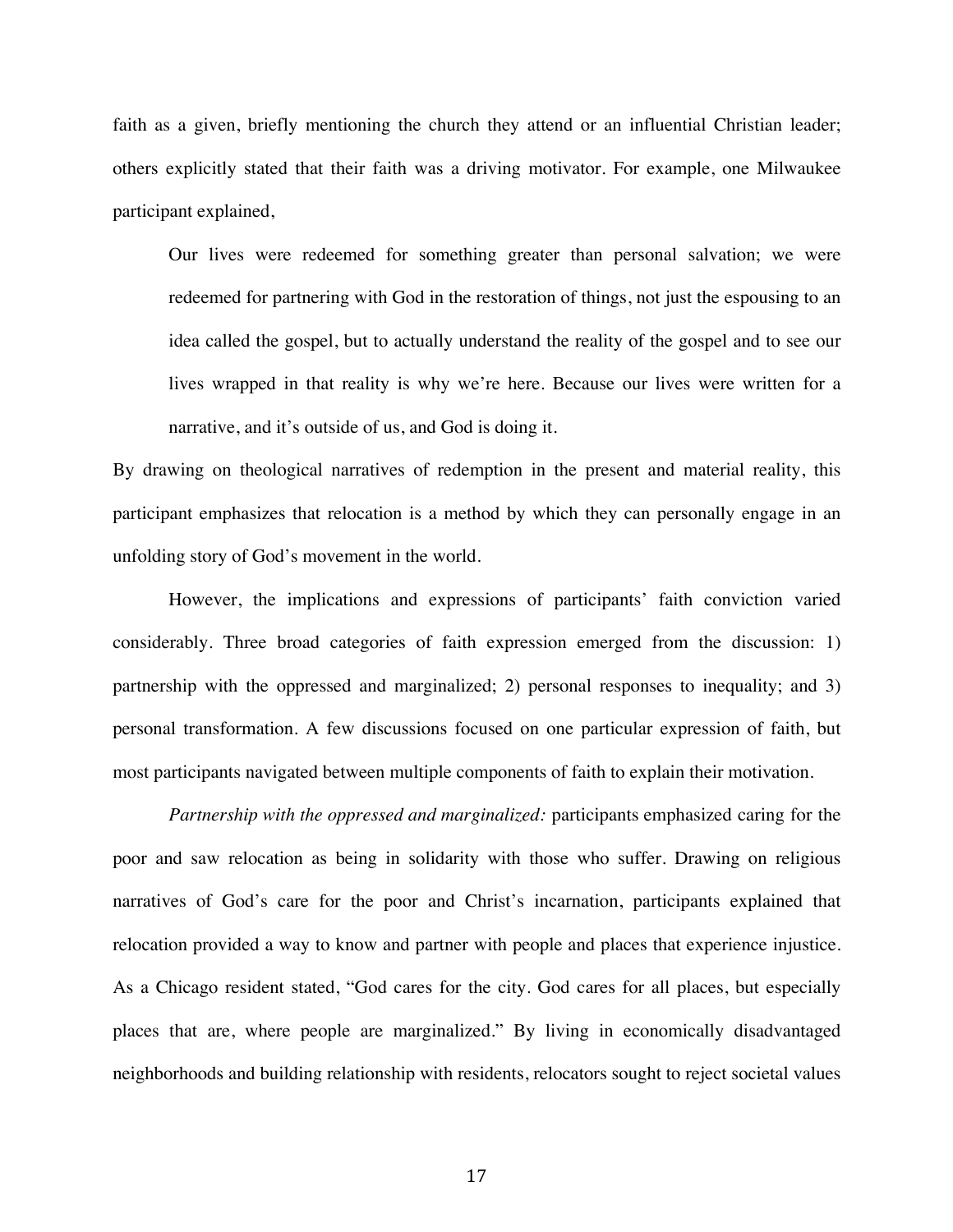faith as a given, briefly mentioning the church they attend or an influential Christian leader; others explicitly stated that their faith was a driving motivator. For example, one Milwaukee participant explained,

> Our lives were redeemed for something greater than personal salvation; we were redeemed for partnering with God in the restoration of things, not just the espousing to an idea called the gospel, but to actually understand the reality of the gospel and to see our lives wrapped in that reality is why we're here. Because our lives were written for a narrative, and it's outside of us, and God is doing it.

By drawing on theological narratives of redemption in the present and material reality, this participant emphasizes that relocation is a method by which they can personally engage in an unfolding story of God's movement in the world.

However, the implications and expressions of participants' faith conviction varied considerably. Three broad categories of faith expression emerged from the discussion: 1) partnership with the oppressed and marginalized; 2) personal responses to inequality; and 3) personal transformation. A few discussions focused on one particular expression of faith, but most participants navigated between multiple components of faith to explain their motivation.

*Partnership with the oppressed and marginalized:* participants emphasized caring for the poor and saw relocation as being in solidarity with those who suffer. Drawing on religious narratives of God's care for the poor and Christ's incarnation, participants explained that relocation provided a way to know and partner with people and places that experience injustice. As a Chicago resident stated, "God cares for the city. God cares for all places, but especially places that are, where people are marginalized." By living in economically disadvantaged neighborhoods and building relationship with residents, relocators sought to reject societal values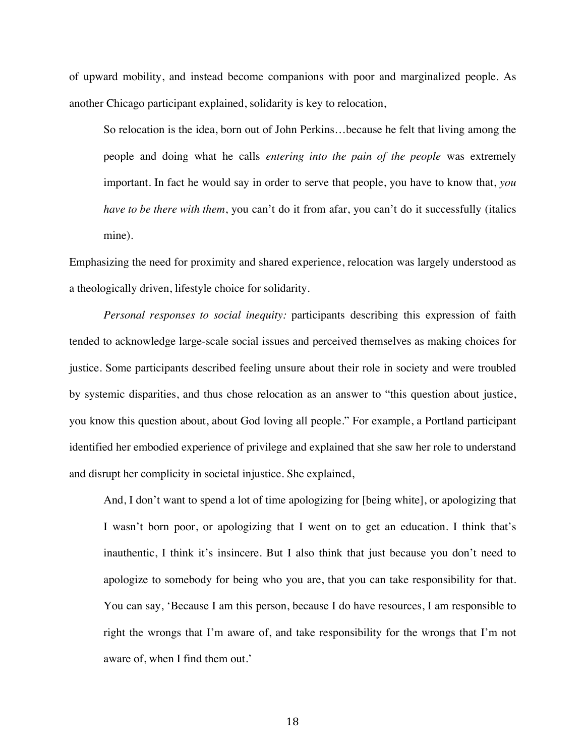of upward mobility, and instead become companions with poor and marginalized people. As another Chicago participant explained, solidarity is key to relocation,

> So relocation is the idea, born out of John Perkins…because he felt that living among the people and doing what he calls *entering into the pain of the people* was extremely important. In fact he would say in order to serve that people, you have to know that, *you have to be there with them*, you can't do it from afar, you can't do it successfully (italics mine).

Emphasizing the need for proximity and shared experience, relocation was largely understood as a theologically driven, lifestyle choice for solidarity.

*Personal responses to social inequity:* participants describing this expression of faith tended to acknowledge large-scale social issues and perceived themselves as making choices for justice. Some participants described feeling unsure about their role in society and were troubled by systemic disparities, and thus chose relocation as an answer to "this question about justice, you know this question about, about God loving all people." For example, a Portland participant identified her embodied experience of privilege and explained that she saw her role to understand and disrupt her complicity in societal injustice. She explained,

> And, I don't want to spend a lot of time apologizing for [being white], or apologizing that I wasn't born poor, or apologizing that I went on to get an education. I think that's inauthentic, I think it's insincere. But I also think that just because you don't need to apologize to somebody for being who you are, that you can take responsibility for that. You can say, 'Because I am this person, because I do have resources, I am responsible to right the wrongs that I'm aware of, and take responsibility for the wrongs that I'm not aware of, when I find them out.'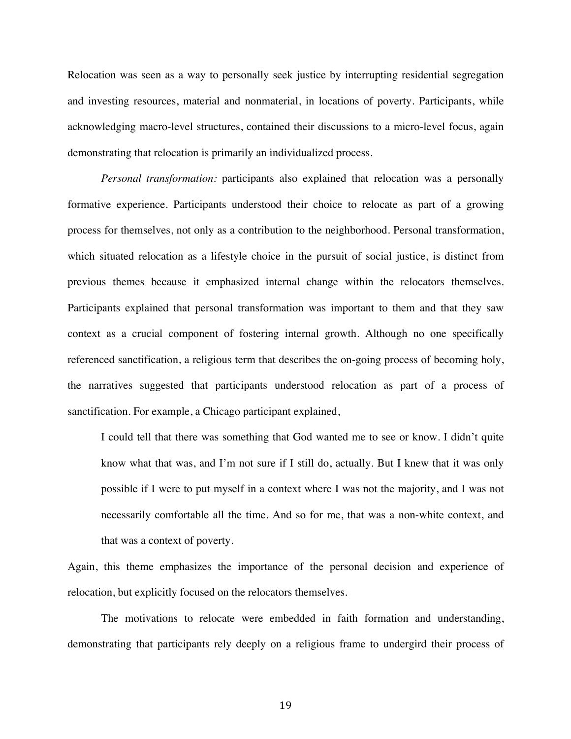Relocation was seen as a way to personally seek justice by interrupting residential segregation and investing resources, material and nonmaterial, in locations of poverty. Participants, while acknowledging macro-level structures, contained their discussions to a micro-level focus, again demonstrating that relocation is primarily an individualized process.

*Personal transformation:* participants also explained that relocation was a personally formative experience. Participants understood their choice to relocate as part of a growing process for themselves, not only as a contribution to the neighborhood. Personal transformation, which situated relocation as a lifestyle choice in the pursuit of social justice, is distinct from previous themes because it emphasized internal change within the relocators themselves. Participants explained that personal transformation was important to them and that they saw context as a crucial component of fostering internal growth. Although no one specifically referenced sanctification, a religious term that describes the on-going process of becoming holy, the narratives suggested that participants understood relocation as part of a process of sanctification. For example, a Chicago participant explained,

> I could tell that there was something that God wanted me to see or know. I didn't quite know what that was, and I'm not sure if I still do, actually. But I knew that it was only possible if I were to put myself in a context where I was not the majority, and I was not necessarily comfortable all the time. And so for me, that was a non-white context, and that was a context of poverty.

Again, this theme emphasizes the importance of the personal decision and experience of relocation, but explicitly focused on the relocators themselves.

The motivations to relocate were embedded in faith formation and understanding, demonstrating that participants rely deeply on a religious frame to undergird their process of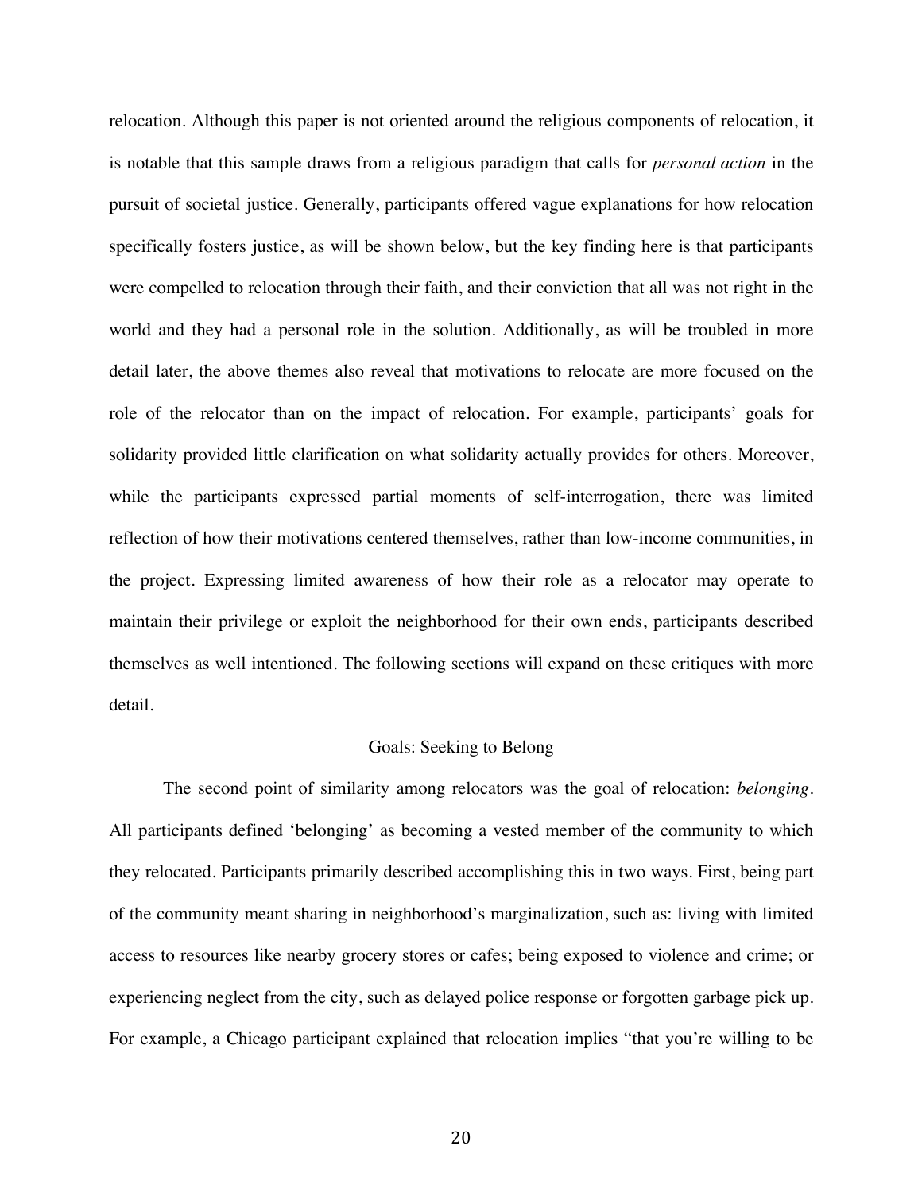relocation. Although this paper is not oriented around the religious components of relocation, it is notable that this sample draws from a religious paradigm that calls for *personal action* in the pursuit of societal justice. Generally, participants offered vague explanations for how relocation specifically fosters justice, as will be shown below, but the key finding here is that participants were compelled to relocation through their faith, and their conviction that all was not right in the world and they had a personal role in the solution. Additionally, as will be troubled in more detail later, the above themes also reveal that motivations to relocate are more focused on the role of the relocator than on the impact of relocation. For example, participants' goals for solidarity provided little clarification on what solidarity actually provides for others. Moreover, while the participants expressed partial moments of self-interrogation, there was limited reflection of how their motivations centered themselves, rather than low-income communities, in the project. Expressing limited awareness of how their role as a relocator may operate to maintain their privilege or exploit the neighborhood for their own ends, participants described themselves as well intentioned. The following sections will expand on these critiques with more detail.

## Goals: Seeking to Belong

The second point of similarity among relocators was the goal of relocation: *belonging*. All participants defined 'belonging' as becoming a vested member of the community to which they relocated. Participants primarily described accomplishing this in two ways. First, being part of the community meant sharing in neighborhood's marginalization, such as: living with limited access to resources like nearby grocery stores or cafes; being exposed to violence and crime; or experiencing neglect from the city, such as delayed police response or forgotten garbage pick up. For example, a Chicago participant explained that relocation implies "that you're willing to be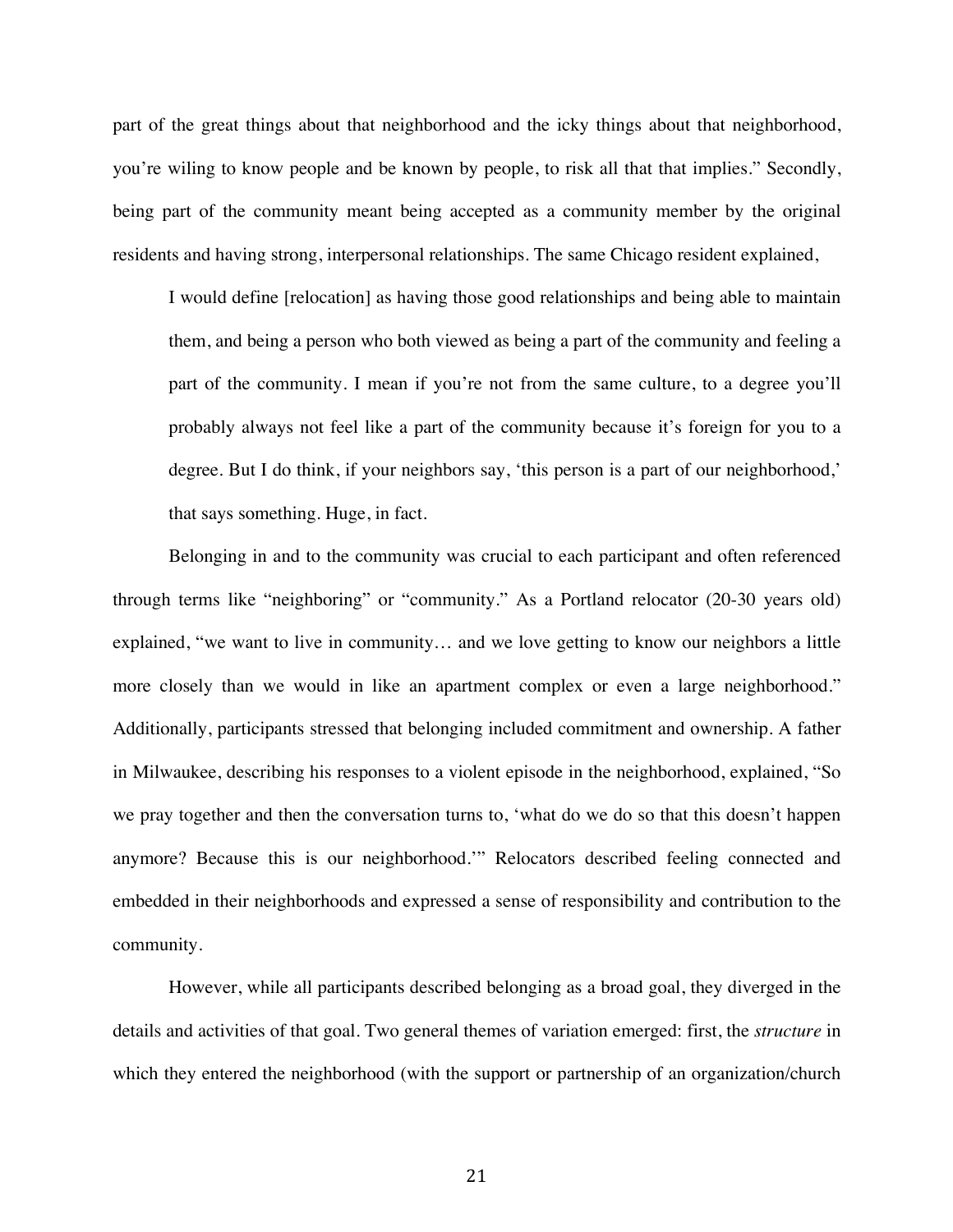part of the great things about that neighborhood and the icky things about that neighborhood, you're wiling to know people and be known by people, to risk all that that implies." Secondly, being part of the community meant being accepted as a community member by the original residents and having strong, interpersonal relationships. The same Chicago resident explained,

> I would define [relocation] as having those good relationships and being able to maintain them, and being a person who both viewed as being a part of the community and feeling a part of the community. I mean if you're not from the same culture, to a degree you'll probably always not feel like a part of the community because it's foreign for you to a degree. But I do think, if your neighbors say, 'this person is a part of our neighborhood,' that says something. Huge, in fact.

Belonging in and to the community was crucial to each participant and often referenced through terms like "neighboring" or "community." As a Portland relocator (20-30 years old) explained, "we want to live in community… and we love getting to know our neighbors a little more closely than we would in like an apartment complex or even a large neighborhood." Additionally, participants stressed that belonging included commitment and ownership. A father in Milwaukee, describing his responses to a violent episode in the neighborhood, explained, "So we pray together and then the conversation turns to, 'what do we do so that this doesn't happen anymore? Because this is our neighborhood.'" Relocators described feeling connected and embedded in their neighborhoods and expressed a sense of responsibility and contribution to the community.

However, while all participants described belonging as a broad goal, they diverged in the details and activities of that goal. Two general themes of variation emerged: first, the *structure* in which they entered the neighborhood (with the support or partnership of an organization/church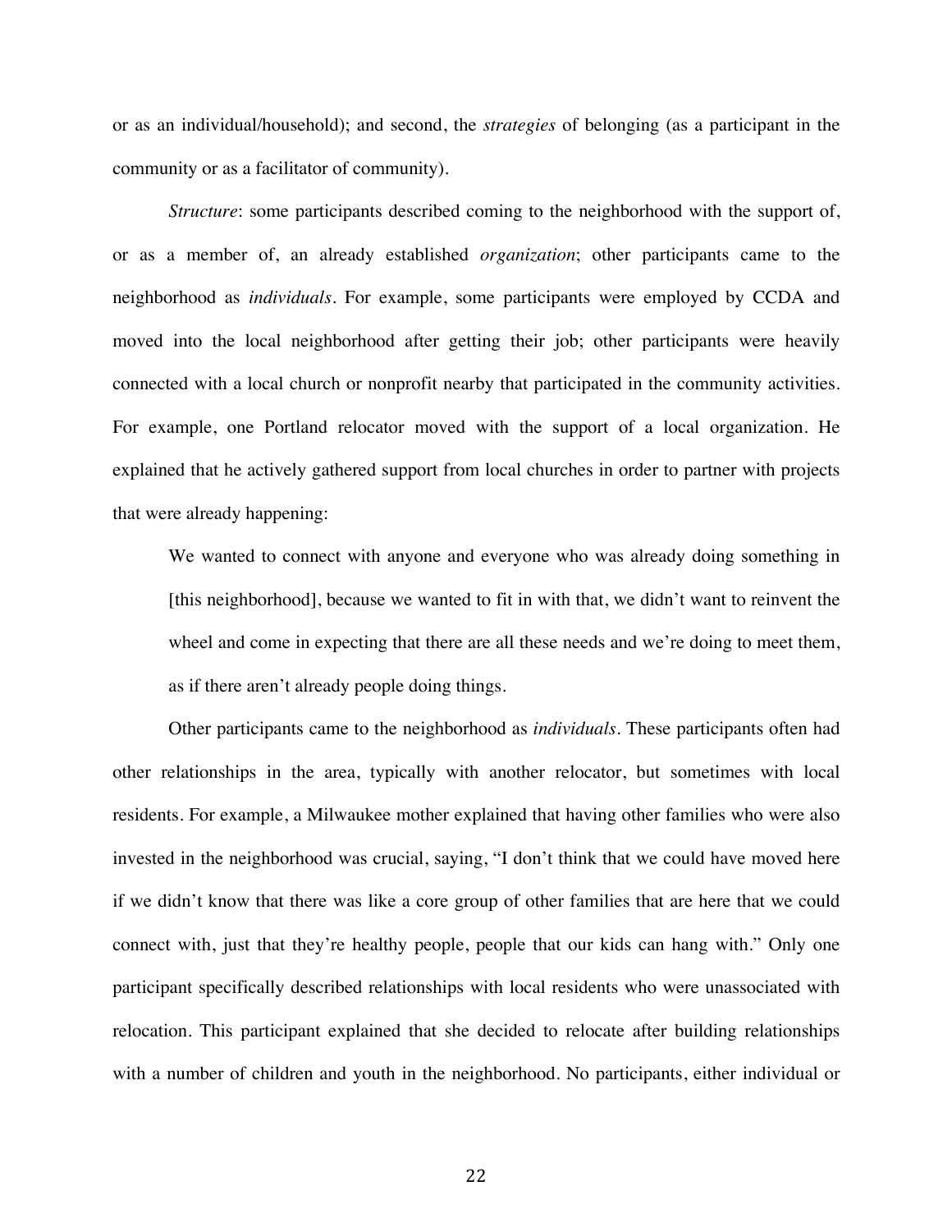or as an individual/household); and second, the *strategies* of belonging (as a participant in the community or as a facilitator of community).

*Structure*: some participants described coming to the neighborhood with the support of, or as a member of, an already established *organization*; other participants came to the neighborhood as *individuals*. For example, some participants were employed by CCDA and moved into the local neighborhood after getting their job; other participants were heavily connected with a local church or nonprofit nearby that participated in the community activities. For example, one Portland relocator moved with the support of a local organization. He explained that he actively gathered support from local churches in order to partner with projects that were already happening:

> We wanted to connect with anyone and everyone who was already doing something in [this neighborhood], because we wanted to fit in with that, we didn't want to reinvent the wheel and come in expecting that there are all these needs and we're doing to meet them, as if there aren't already people doing things.

Other participants came to the neighborhood as *individuals*. These participants often had other relationships in the area, typically with another relocator, but sometimes with local residents. For example, a Milwaukee mother explained that having other families who were also invested in the neighborhood was crucial, saying, "I don't think that we could have moved here if we didn't know that there was like a core group of other families that are here that we could connect with, just that they're healthy people, people that our kids can hang with." Only one participant specifically described relationships with local residents who were unassociated with relocation. This participant explained that she decided to relocate after building relationships with a number of children and youth in the neighborhood. No participants, either individual or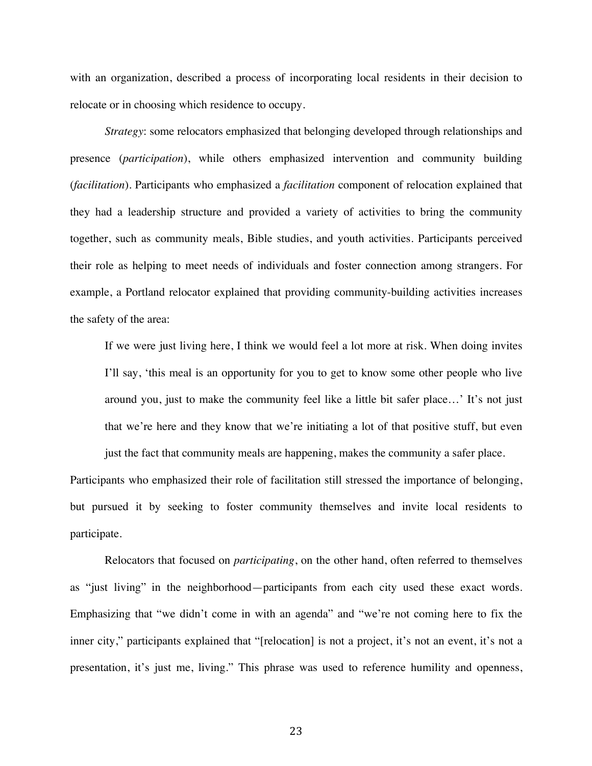with an organization, described a process of incorporating local residents in their decision to relocate or in choosing which residence to occupy.

*Strategy*: some relocators emphasized that belonging developed through relationships and presence (*participation*), while others emphasized intervention and community building (*facilitation*). Participants who emphasized a *facilitation* component of relocation explained that they had a leadership structure and provided a variety of activities to bring the community together, such as community meals, Bible studies, and youth activities. Participants perceived their role as helping to meet needs of individuals and foster connection among strangers. For example, a Portland relocator explained that providing community-building activities increases the safety of the area:

> If we were just living here, I think we would feel a lot more at risk. When doing invites I'll say, 'this meal is an opportunity for you to get to know some other people who live around you, just to make the community feel like a little bit safer place…' It's not just that we're here and they know that we're initiating a lot of that positive stuff, but even just the fact that community meals are happening, makes the community a safer place.

Participants who emphasized their role of facilitation still stressed the importance of belonging, but pursued it by seeking to foster community themselves and invite local residents to participate.

Relocators that focused on *participating*, on the other hand, often referred to themselves as "just living" in the neighborhood—participants from each city used these exact words. Emphasizing that "we didn't come in with an agenda" and "we're not coming here to fix the inner city," participants explained that "[relocation] is not a project, it's not an event, it's not a presentation, it's just me, living." This phrase was used to reference humility and openness,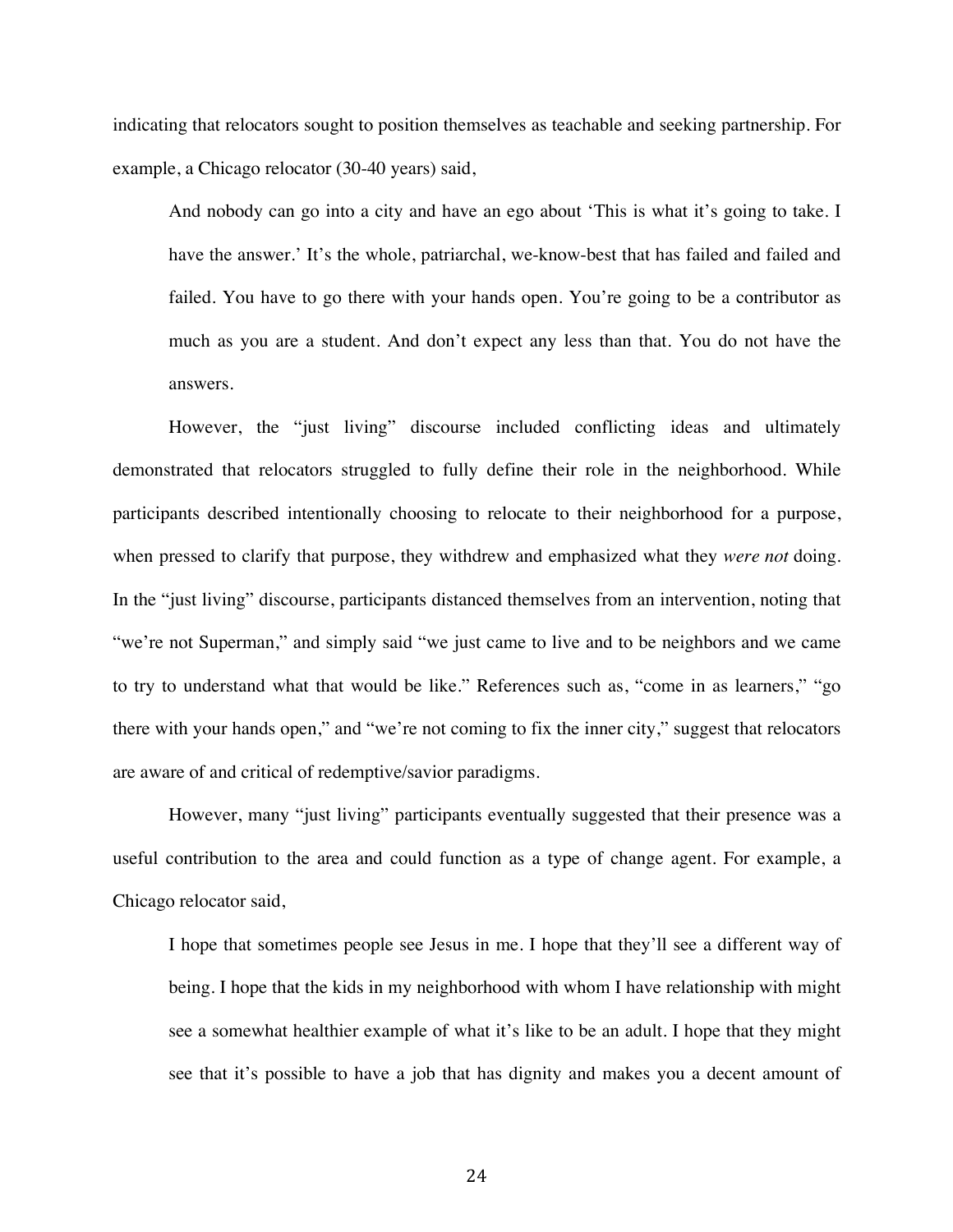indicating that relocators sought to position themselves as teachable and seeking partnership. For example, a Chicago relocator (30-40 years) said,

> And nobody can go into a city and have an ego about 'This is what it's going to take. I have the answer.' It's the whole, patriarchal, we-know-best that has failed and failed and failed. You have to go there with your hands open. You're going to be a contributor as much as you are a student. And don't expect any less than that. You do not have the answers.

However, the "just living" discourse included conflicting ideas and ultimately demonstrated that relocators struggled to fully define their role in the neighborhood. While participants described intentionally choosing to relocate to their neighborhood for a purpose, when pressed to clarify that purpose, they withdrew and emphasized what they *were not* doing. In the "just living" discourse, participants distanced themselves from an intervention, noting that "we're not Superman," and simply said "we just came to live and to be neighbors and we came to try to understand what that would be like." References such as, "come in as learners," "go there with your hands open," and "we're not coming to fix the inner city," suggest that relocators are aware of and critical of redemptive/savior paradigms.

However, many "just living" participants eventually suggested that their presence was a useful contribution to the area and could function as a type of change agent. For example, a Chicago relocator said,

> I hope that sometimes people see Jesus in me. I hope that they'll see a different way of being. I hope that the kids in my neighborhood with whom I have relationship with might see a somewhat healthier example of what it's like to be an adult. I hope that they might see that it's possible to have a job that has dignity and makes you a decent amount of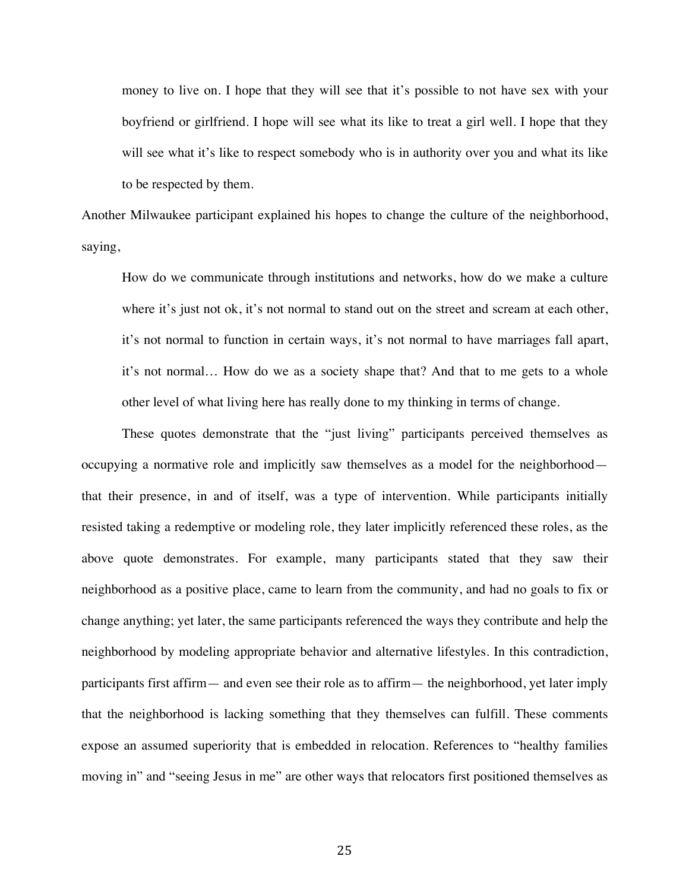> money to live on. I hope that they will see that it's possible to not have sex with your boyfriend or girlfriend. I hope will see what its like to treat a girl well. I hope that they will see what it's like to respect somebody who is in authority over you and what its like to be respected by them.

Another Milwaukee participant explained his hopes to change the culture of the neighborhood, saying,

> How do we communicate through institutions and networks, how do we make a culture where it's just not ok, it's not normal to stand out on the street and scream at each other, it's not normal to function in certain ways, it's not normal to have marriages fall apart, it's not normal… How do we as a society shape that? And that to me gets to a whole other level of what living here has really done to my thinking in terms of change.

These quotes demonstrate that the "just living" participants perceived themselves as occupying a normative role and implicitly saw themselves as a model for the neighborhood— that their presence, in and of itself, was a type of intervention. While participants initially resisted taking a redemptive or modeling role, they later implicitly referenced these roles, as the above quote demonstrates. For example, many participants stated that they saw their neighborhood as a positive place, came to learn from the community, and had no goals to fix or change anything; yet later, the same participants referenced the ways they contribute and help the neighborhood by modeling appropriate behavior and alternative lifestyles. In this contradiction, participants first affirm— and even see their role as to affirm— the neighborhood, yet later imply that the neighborhood is lacking something that they themselves can fulfill. These comments expose an assumed superiority that is embedded in relocation. References to "healthy families moving in" and "seeing Jesus in me" are other ways that relocators first positioned themselves as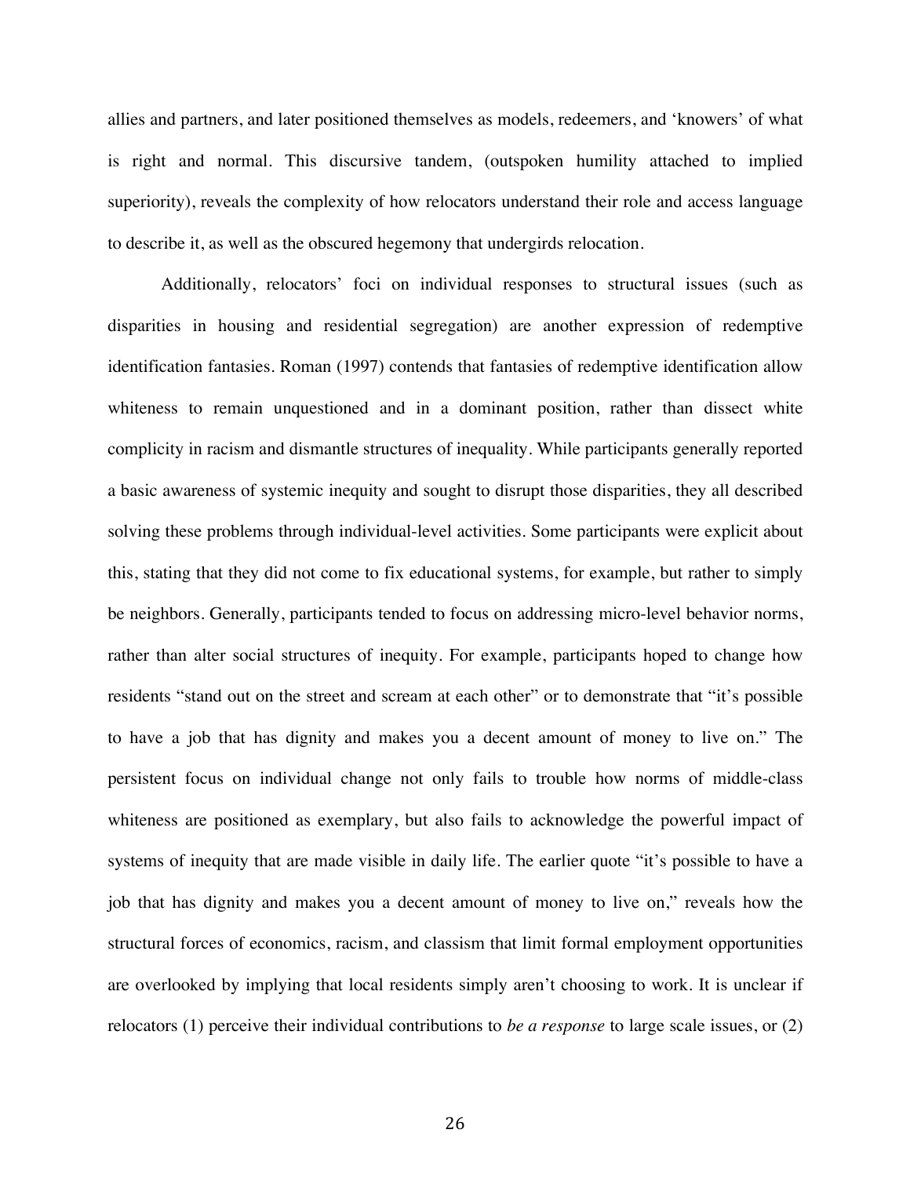allies and partners, and later positioned themselves as models, redeemers, and 'knowers' of what is right and normal. This discursive tandem, (outspoken humility attached to implied superiority), reveals the complexity of how relocators understand their role and access language to describe it, as well as the obscured hegemony that undergirds relocation.

Additionally, relocators' foci on individual responses to structural issues (such as disparities in housing and residential segregation) are another expression of redemptive identification fantasies. Roman (1997) contends that fantasies of redemptive identification allow whiteness to remain unquestioned and in a dominant position, rather than dissect white complicity in racism and dismantle structures of inequality. While participants generally reported a basic awareness of systemic inequity and sought to disrupt those disparities, they all described solving these problems through individual-level activities. Some participants were explicit about this, stating that they did not come to fix educational systems, for example, but rather to simply be neighbors. Generally, participants tended to focus on addressing micro-level behavior norms, rather than alter social structures of inequity. For example, participants hoped to change how residents "stand out on the street and scream at each other" or to demonstrate that "it's possible to have a job that has dignity and makes you a decent amount of money to live on." The persistent focus on individual change not only fails to trouble how norms of middle-class whiteness are positioned as exemplary, but also fails to acknowledge the powerful impact of systems of inequity that are made visible in daily life. The earlier quote "it's possible to have a job that has dignity and makes you a decent amount of money to live on," reveals how the structural forces of economics, racism, and classism that limit formal employment opportunities are overlooked by implying that local residents simply aren't choosing to work. It is unclear if relocators (1) perceive their individual contributions to *be a response* to large scale issues, or (2)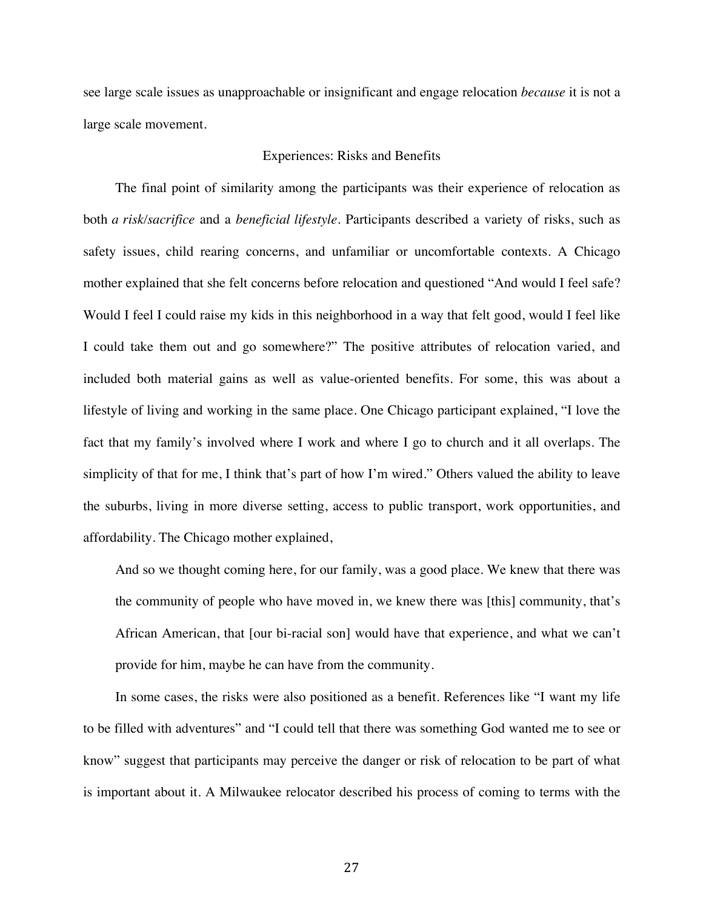see large scale issues as unapproachable or insignificant and engage relocation *because* it is not a large scale movement.

## Experiences: Risks and Benefits

The final point of similarity among the participants was their experience of relocation as both *a risk/sacrifice* and a *beneficial lifestyle*. Participants described a variety of risks, such as safety issues, child rearing concerns, and unfamiliar or uncomfortable contexts. A Chicago mother explained that she felt concerns before relocation and questioned "And would I feel safe? Would I feel I could raise my kids in this neighborhood in a way that felt good, would I feel like I could take them out and go somewhere?" The positive attributes of relocation varied, and included both material gains as well as value-oriented benefits. For some, this was about a lifestyle of living and working in the same place. One Chicago participant explained, "I love the fact that my family's involved where I work and where I go to church and it all overlaps. The simplicity of that for me, I think that's part of how I'm wired." Others valued the ability to leave the suburbs, living in more diverse setting, access to public transport, work opportunities, and affordability. The Chicago mother explained,

> And so we thought coming here, for our family, was a good place. We knew that there was the community of people who have moved in, we knew there was [this] community, that's African American, that [our bi-racial son] would have that experience, and what we can't provide for him, maybe he can have from the community.

In some cases, the risks were also positioned as a benefit. References like "I want my life to be filled with adventures" and "I could tell that there was something God wanted me to see or know" suggest that participants may perceive the danger or risk of relocation to be part of what is important about it. A Milwaukee relocator described his process of coming to terms with the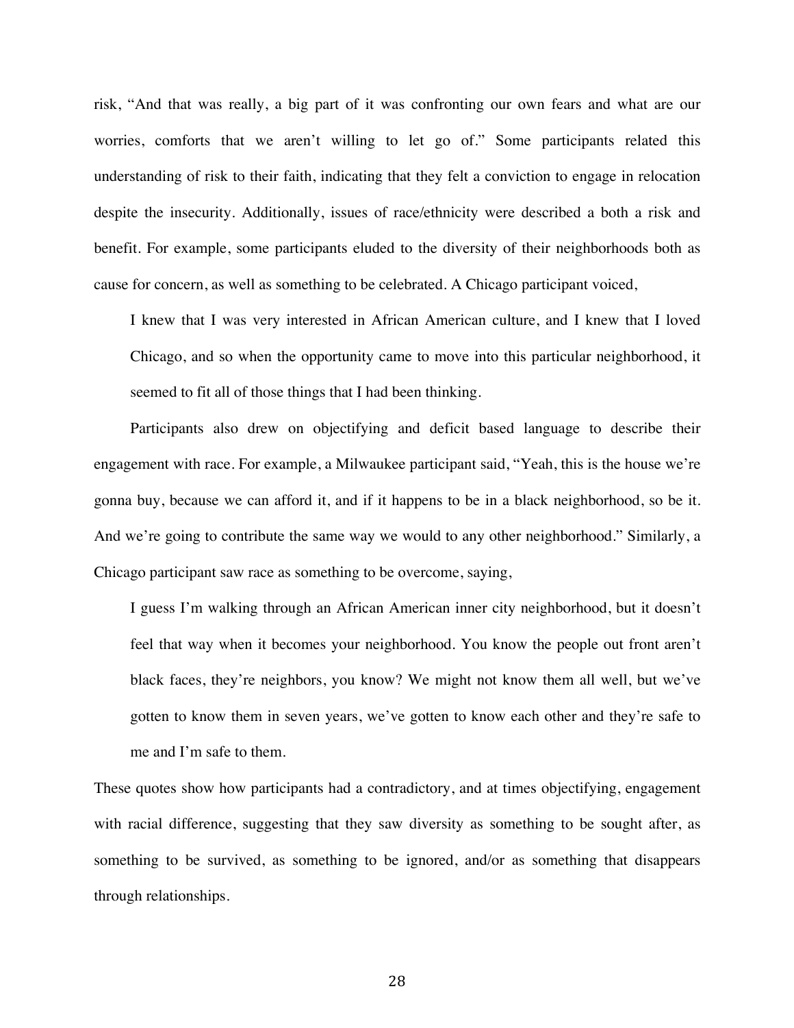risk, "And that was really, a big part of it was confronting our own fears and what are our worries, comforts that we aren't willing to let go of." Some participants related this understanding of risk to their faith, indicating that they felt a conviction to engage in relocation despite the insecurity. Additionally, issues of race/ethnicity were described a both a risk and benefit. For example, some participants eluded to the diversity of their neighborhoods both as cause for concern, as well as something to be celebrated. A Chicago participant voiced,

> I knew that I was very interested in African American culture, and I knew that I loved Chicago, and so when the opportunity came to move into this particular neighborhood, it seemed to fit all of those things that I had been thinking.

Participants also drew on objectifying and deficit based language to describe their engagement with race. For example, a Milwaukee participant said, "Yeah, this is the house we're gonna buy, because we can afford it, and if it happens to be in a black neighborhood, so be it. And we're going to contribute the same way we would to any other neighborhood." Similarly, a Chicago participant saw race as something to be overcome, saying,

> I guess I'm walking through an African American inner city neighborhood, but it doesn't feel that way when it becomes your neighborhood. You know the people out front aren't black faces, they're neighbors, you know? We might not know them all well, but we've gotten to know them in seven years, we've gotten to know each other and they're safe to me and I'm safe to them.

These quotes show how participants had a contradictory, and at times objectifying, engagement with racial difference, suggesting that they saw diversity as something to be sought after, as something to be survived, as something to be ignored, and/or as something that disappears through relationships.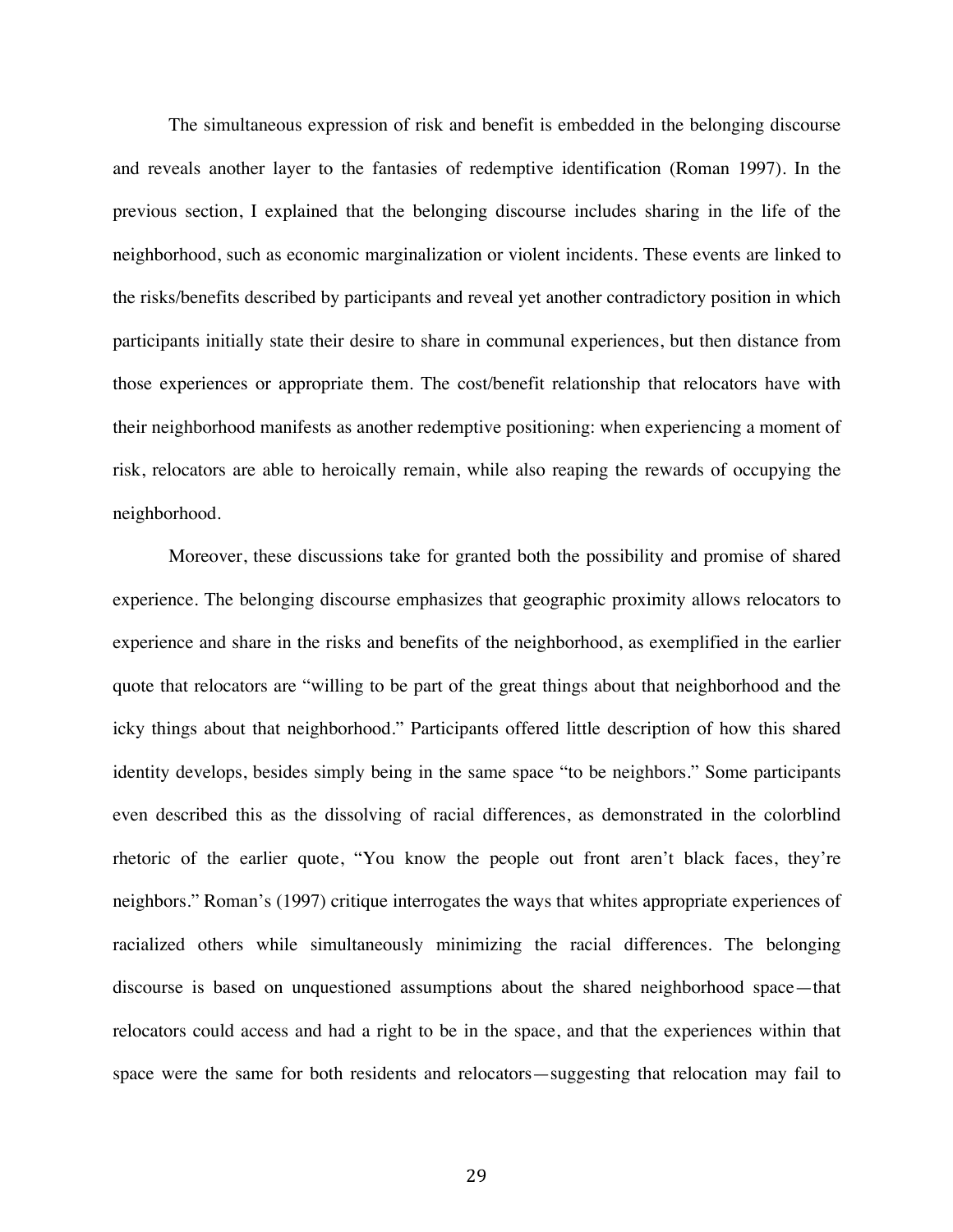The simultaneous expression of risk and benefit is embedded in the belonging discourse and reveals another layer to the fantasies of redemptive identification (Roman 1997). In the previous section, I explained that the belonging discourse includes sharing in the life of the neighborhood, such as economic marginalization or violent incidents. These events are linked to the risks/benefits described by participants and reveal yet another contradictory position in which participants initially state their desire to share in communal experiences, but then distance from those experiences or appropriate them. The cost/benefit relationship that relocators have with their neighborhood manifests as another redemptive positioning: when experiencing a moment of risk, relocators are able to heroically remain, while also reaping the rewards of occupying the neighborhood.

Moreover, these discussions take for granted both the possibility and promise of shared experience. The belonging discourse emphasizes that geographic proximity allows relocators to experience and share in the risks and benefits of the neighborhood, as exemplified in the earlier quote that relocators are "willing to be part of the great things about that neighborhood and the icky things about that neighborhood." Participants offered little description of how this shared identity develops, besides simply being in the same space "to be neighbors." Some participants even described this as the dissolving of racial differences, as demonstrated in the colorblind rhetoric of the earlier quote, "You know the people out front aren't black faces, they're neighbors." Roman's (1997) critique interrogates the ways that whites appropriate experiences of racialized others while simultaneously minimizing the racial differences. The belonging discourse is based on unquestioned assumptions about the shared neighborhood space—that relocators could access and had a right to be in the space, and that the experiences within that space were the same for both residents and relocators—suggesting that relocation may fail to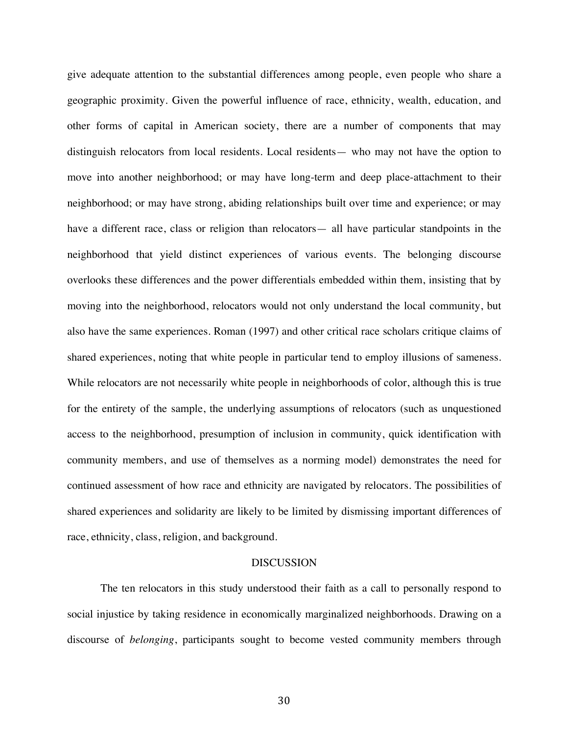give adequate attention to the substantial differences among people, even people who share a geographic proximity. Given the powerful influence of race, ethnicity, wealth, education, and other forms of capital in American society, there are a number of components that may distinguish relocators from local residents. Local residents— who may not have the option to move into another neighborhood; or may have long-term and deep place-attachment to their neighborhood; or may have strong, abiding relationships built over time and experience; or may have a different race, class or religion than relocators— all have particular standpoints in the neighborhood that yield distinct experiences of various events. The belonging discourse overlooks these differences and the power differentials embedded within them, insisting that by moving into the neighborhood, relocators would not only understand the local community, but also have the same experiences. Roman (1997) and other critical race scholars critique claims of shared experiences, noting that white people in particular tend to employ illusions of sameness. While relocators are not necessarily white people in neighborhoods of color, although this is true for the entirety of the sample, the underlying assumptions of relocators (such as unquestioned access to the neighborhood, presumption of inclusion in community, quick identification with community members, and use of themselves as a norming model) demonstrates the need for continued assessment of how race and ethnicity are navigated by relocators. The possibilities of shared experiences and solidarity are likely to be limited by dismissing important differences of race, ethnicity, class, religion, and background.

## DISCUSSION

The ten relocators in this study understood their faith as a call to personally respond to social injustice by taking residence in economically marginalized neighborhoods. Drawing on a discourse of *belonging*, participants sought to become vested community members through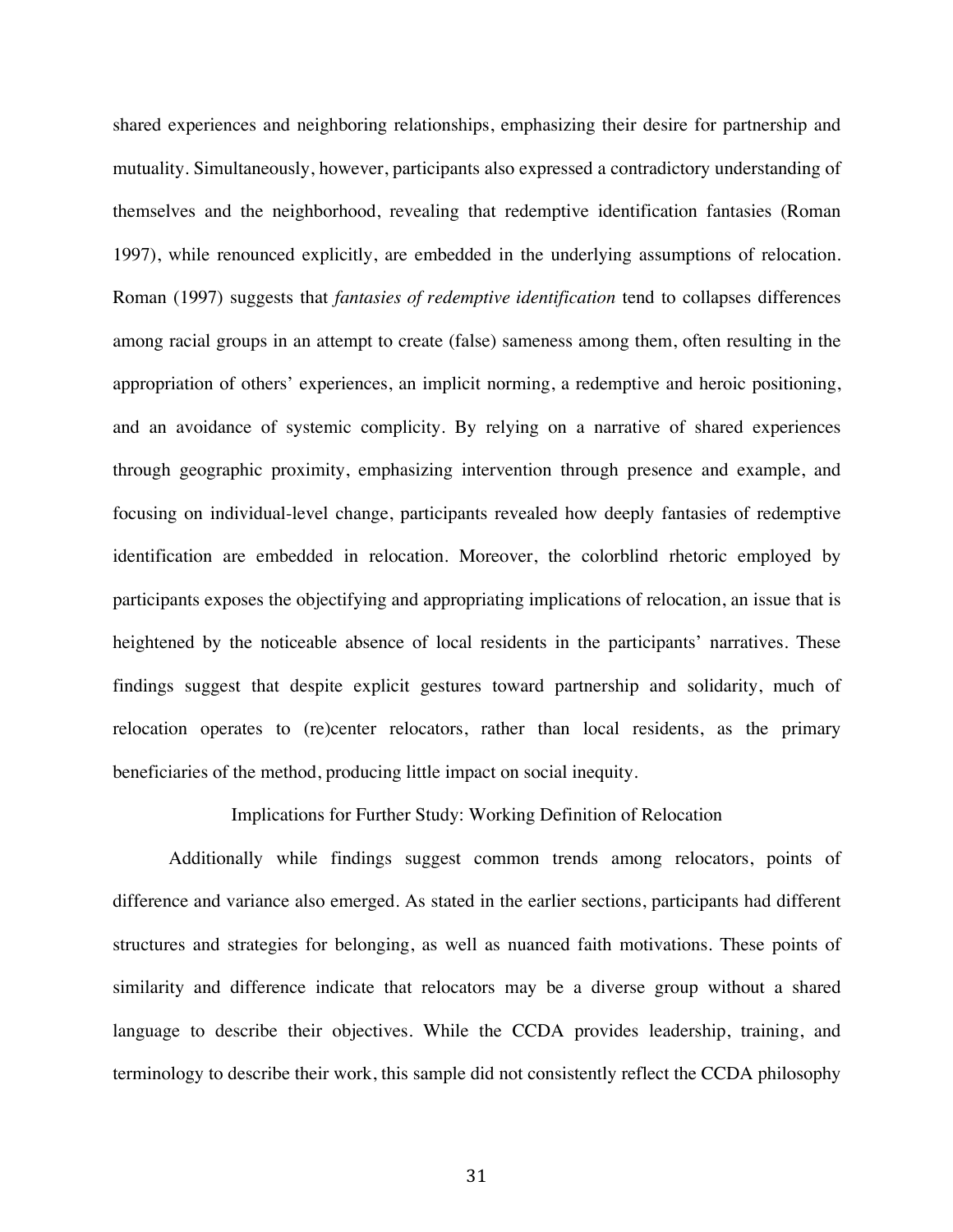shared experiences and neighboring relationships, emphasizing their desire for partnership and mutuality. Simultaneously, however, participants also expressed a contradictory understanding of themselves and the neighborhood, revealing that redemptive identification fantasies (Roman 1997), while renounced explicitly, are embedded in the underlying assumptions of relocation. Roman (1997) suggests that *fantasies of redemptive identification* tend to collapses differences among racial groups in an attempt to create (false) sameness among them, often resulting in the appropriation of others' experiences, an implicit norming, a redemptive and heroic positioning, and an avoidance of systemic complicity. By relying on a narrative of shared experiences through geographic proximity, emphasizing intervention through presence and example, and focusing on individual-level change, participants revealed how deeply fantasies of redemptive identification are embedded in relocation. Moreover, the colorblind rhetoric employed by participants exposes the objectifying and appropriating implications of relocation, an issue that is heightened by the noticeable absence of local residents in the participants' narratives. These findings suggest that despite explicit gestures toward partnership and solidarity, much of relocation operates to (re)center relocators, rather than local residents, as the primary beneficiaries of the method, producing little impact on social inequity.

## Implications for Further Study: Working Definition of Relocation

Additionally while findings suggest common trends among relocators, points of difference and variance also emerged. As stated in the earlier sections, participants had different structures and strategies for belonging, as well as nuanced faith motivations. These points of similarity and difference indicate that relocators may be a diverse group without a shared language to describe their objectives. While the CCDA provides leadership, training, and terminology to describe their work, this sample did not consistently reflect the CCDA philosophy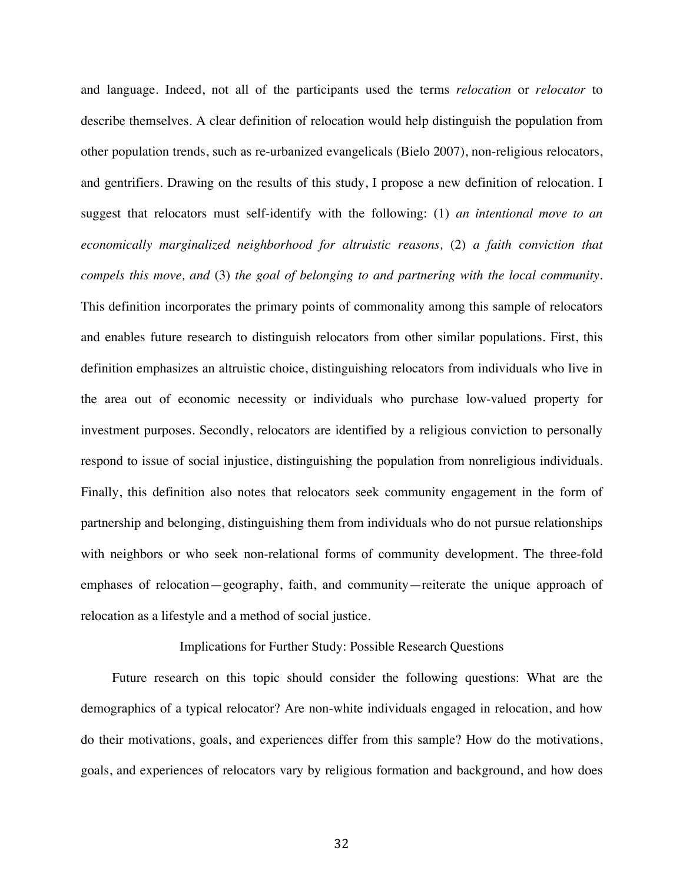and language. Indeed, not all of the participants used the terms *relocation* or *relocator* to describe themselves. A clear definition of relocation would help distinguish the population from other population trends, such as re-urbanized evangelicals (Bielo 2007), non-religious relocators, and gentrifiers. Drawing on the results of this study, I propose a new definition of relocation. I suggest that relocators must self-identify with the following: (1) *an intentional move to an economically marginalized neighborhood for altruistic reasons,* (2) *a faith conviction that compels this move, and* (3) *the goal of belonging to and partnering with the local community.* This definition incorporates the primary points of commonality among this sample of relocators and enables future research to distinguish relocators from other similar populations. First, this definition emphasizes an altruistic choice, distinguishing relocators from individuals who live in the area out of economic necessity or individuals who purchase low-valued property for investment purposes. Secondly, relocators are identified by a religious conviction to personally respond to issue of social injustice, distinguishing the population from nonreligious individuals. Finally, this definition also notes that relocators seek community engagement in the form of partnership and belonging, distinguishing them from individuals who do not pursue relationships with neighbors or who seek non-relational forms of community development. The three-fold emphases of relocation—geography, faith, and community—reiterate the unique approach of relocation as a lifestyle and a method of social justice.

## Implications for Further Study: Possible Research Questions

Future research on this topic should consider the following questions: What are the demographics of a typical relocator? Are non-white individuals engaged in relocation, and how do their motivations, goals, and experiences differ from this sample? How do the motivations, goals, and experiences of relocators vary by religious formation and background, and how does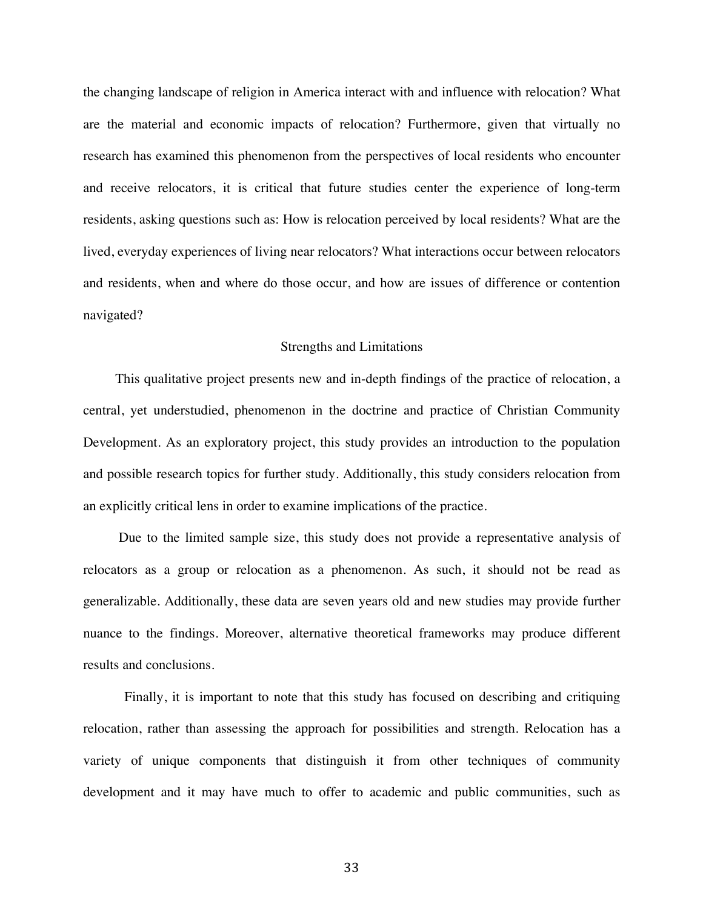the changing landscape of religion in America interact with and influence with relocation? What are the material and economic impacts of relocation? Furthermore, given that virtually no research has examined this phenomenon from the perspectives of local residents who encounter and receive relocators, it is critical that future studies center the experience of long-term residents, asking questions such as: How is relocation perceived by local residents? What are the lived, everyday experiences of living near relocators? What interactions occur between relocators and residents, when and where do those occur, and how are issues of difference or contention navigated?

## Strengths and Limitations

This qualitative project presents new and in-depth findings of the practice of relocation, a central, yet understudied, phenomenon in the doctrine and practice of Christian Community Development. As an exploratory project, this study provides an introduction to the population and possible research topics for further study. Additionally, this study considers relocation from an explicitly critical lens in order to examine implications of the practice.

Due to the limited sample size, this study does not provide a representative analysis of relocators as a group or relocation as a phenomenon. As such, it should not be read as generalizable. Additionally, these data are seven years old and new studies may provide further nuance to the findings. Moreover, alternative theoretical frameworks may produce different results and conclusions.

Finally, it is important to note that this study has focused on describing and critiquing relocation, rather than assessing the approach for possibilities and strength. Relocation has a variety of unique components that distinguish it from other techniques of community development and it may have much to offer to academic and public communities, such as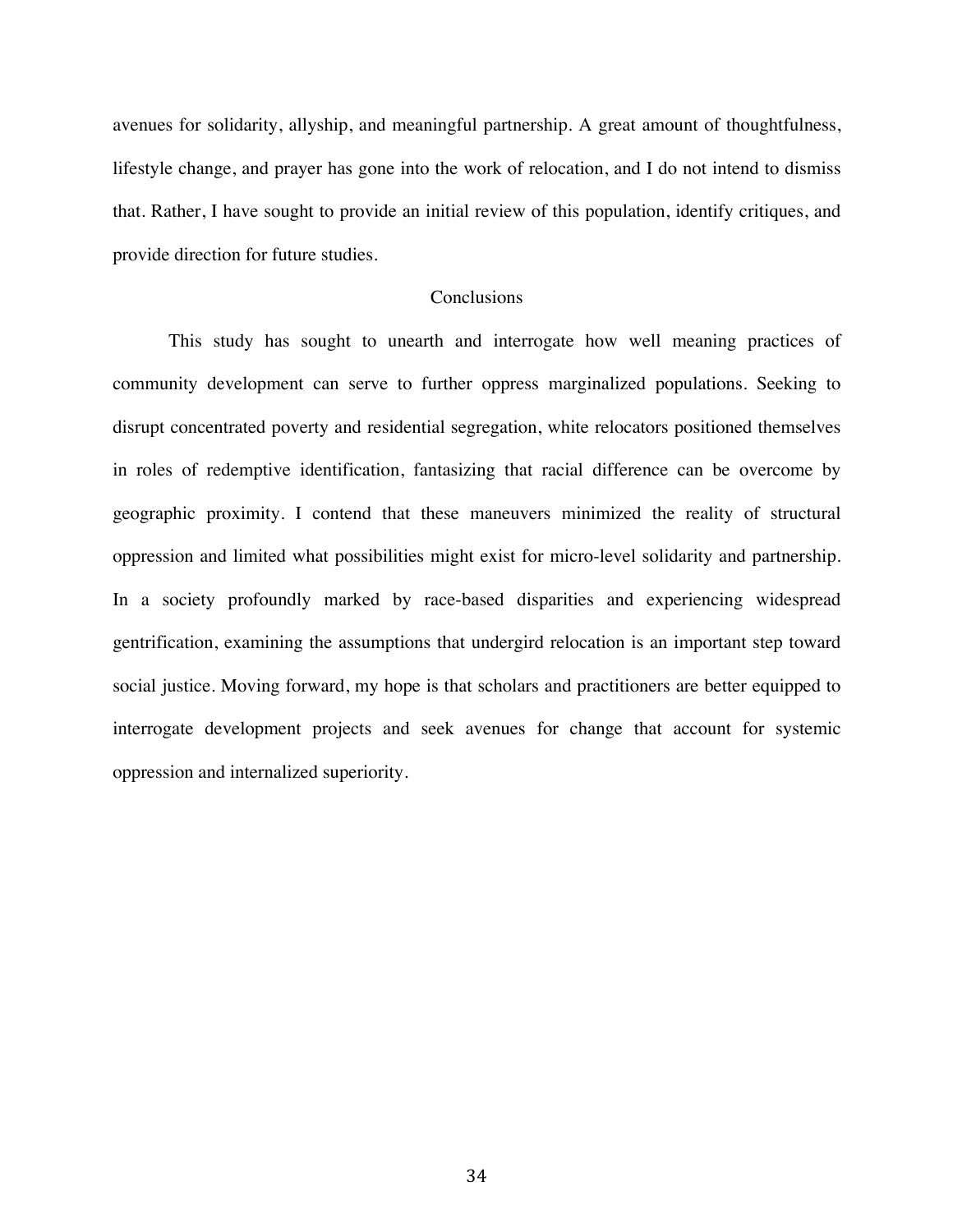avenues for solidarity, allyship, and meaningful partnership. A great amount of thoughtfulness, lifestyle change, and prayer has gone into the work of relocation, and I do not intend to dismiss that. Rather, I have sought to provide an initial review of this population, identify critiques, and provide direction for future studies.

## Conclusions

This study has sought to unearth and interrogate how well meaning practices of community development can serve to further oppress marginalized populations. Seeking to disrupt concentrated poverty and residential segregation, white relocators positioned themselves in roles of redemptive identification, fantasizing that racial difference can be overcome by geographic proximity. I contend that these maneuvers minimized the reality of structural oppression and limited what possibilities might exist for micro-level solidarity and partnership. In a society profoundly marked by race-based disparities and experiencing widespread gentrification, examining the assumptions that undergird relocation is an important step toward social justice. Moving forward, my hope is that scholars and practitioners are better equipped to interrogate development projects and seek avenues for change that account for systemic oppression and internalized superiority.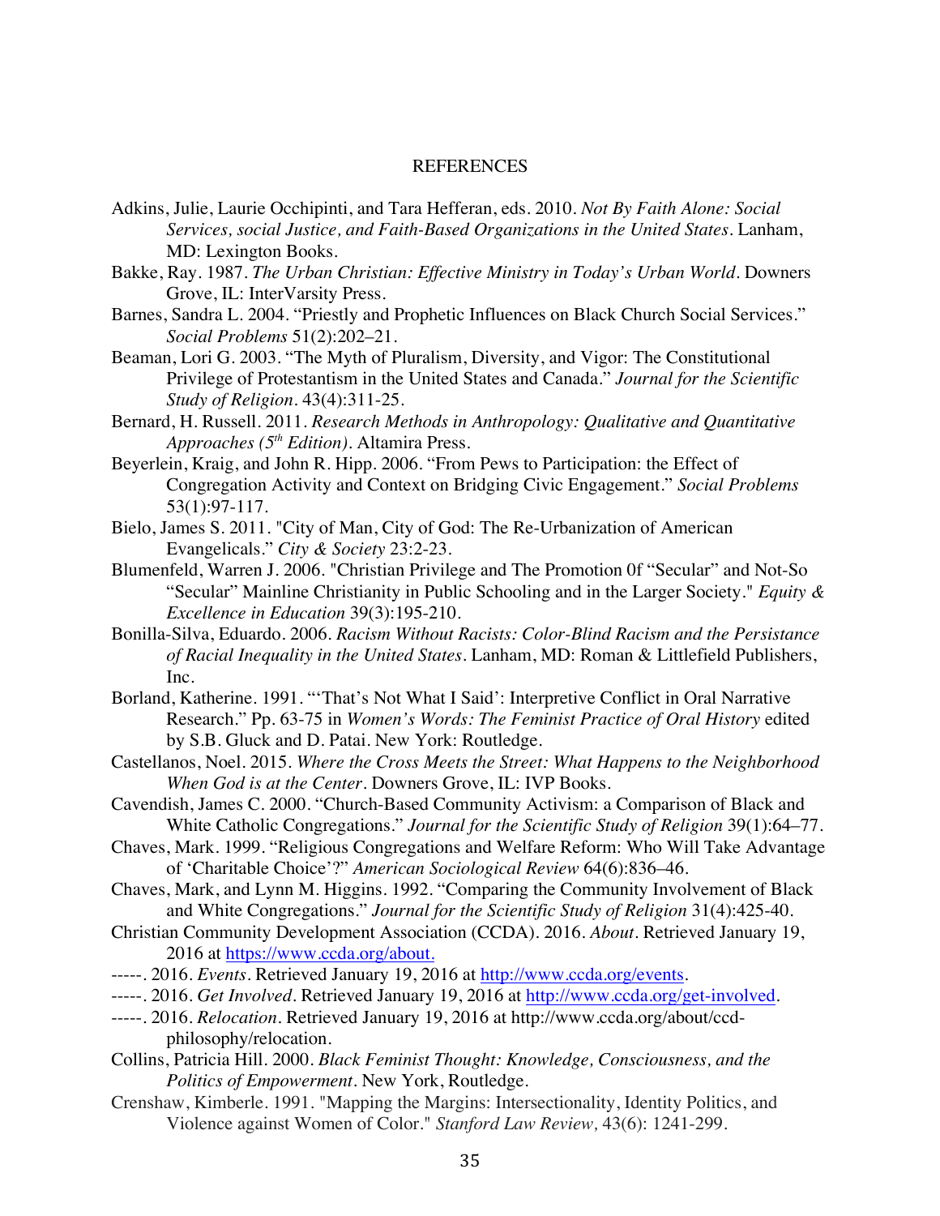REFERENCES

Adkins, Julie, Laurie Occhipinti, and Tara Hefferan, eds. 2010. *Not By Faith Alone: Social Services, social Justice, and Faith-Based Organizations in the United States*. Lanham, MD: Lexington Books.

Bakke, Ray. 1987. *The Urban Christian: Effective Ministry in Today's Urban World*. Downers Grove, IL: InterVarsity Press.

Barnes, Sandra L. 2004. "Priestly and Prophetic Influences on Black Church Social Services." *Social Problems* 51(2):202–21.

Beaman, Lori G. 2003. "The Myth of Pluralism, Diversity, and Vigor: The Constitutional Privilege of Protestantism in the United States and Canada." *Journal for the Scientific Study of Religion*. 43(4):311-25.

Bernard, H. Russell. 2011. *Research Methods in Anthropology: Qualitative and Quantitative Approaches (5th Edition)*. Altamira Press.

Beyerlein, Kraig, and John R. Hipp. 2006. "From Pews to Participation: the Effect of Congregation Activity and Context on Bridging Civic Engagement." *Social Problems* 53(1):97-117.

Bielo, James S. 2011. "City of Man, City of God: The Re-Urbanization of American Evangelicals." *City & Society* 23:2-23.

Blumenfeld, Warren J. 2006. "Christian Privilege and The Promotion 0f "Secular" and Not-So "Secular" Mainline Christianity in Public Schooling and in the Larger Society." *Equity & Excellence in Education* 39(3):195-210.

Bonilla-Silva, Eduardo. 2006. *Racism Without Racists: Color-Blind Racism and the Persistance of Racial Inequality in the United States*. Lanham, MD: Roman & Littlefield Publishers, Inc.

Borland, Katherine. 1991. "'That's Not What I Said': Interpretive Conflict in Oral Narrative Research." Pp. 63-75 in *Women's Words: The Feminist Practice of Oral History* edited by S.B. Gluck and D. Patai. New York: Routledge.

Castellanos, Noel. 2015. *Where the Cross Meets the Street: What Happens to the Neighborhood When God is at the Center*. Downers Grove, IL: IVP Books.

Cavendish, James C. 2000. "Church-Based Community Activism: a Comparison of Black and White Catholic Congregations." *Journal for the Scientific Study of Religion* 39(1):64–77.

Chaves, Mark. 1999. "Religious Congregations and Welfare Reform: Who Will Take Advantage of 'Charitable Choice'?" *American Sociological Review* 64(6):836–46.

Chaves, Mark, and Lynn M. Higgins. 1992. "Comparing the Community Involvement of Black and White Congregations." *Journal for the Scientific Study of Religion* 31(4):425-40.

Christian Community Development Association (CCDA). 2016. *About*. Retrieved January 19, 2016 at https://www.ccda.org/about.

-----. 2016. *Events*. Retrieved January 19, 2016 at http://www.ccda.org/events.

-----. 2016. *Get Involved*. Retrieved January 19, 2016 at http://www.ccda.org/get-involved.

-----. 2016. *Relocation*. Retrieved January 19, 2016 at http://www.ccda.org/about/ccd-philosophy/relocation.

Collins, Patricia Hill. 2000. *Black Feminist Thought: Knowledge, Consciousness, and the Politics of Empowerment*. New York, Routledge.

Crenshaw, Kimberle. 1991. "Mapping the Margins: Intersectionality, Identity Politics, and Violence against Women of Color." *Stanford Law Review,* 43(6): 1241-299.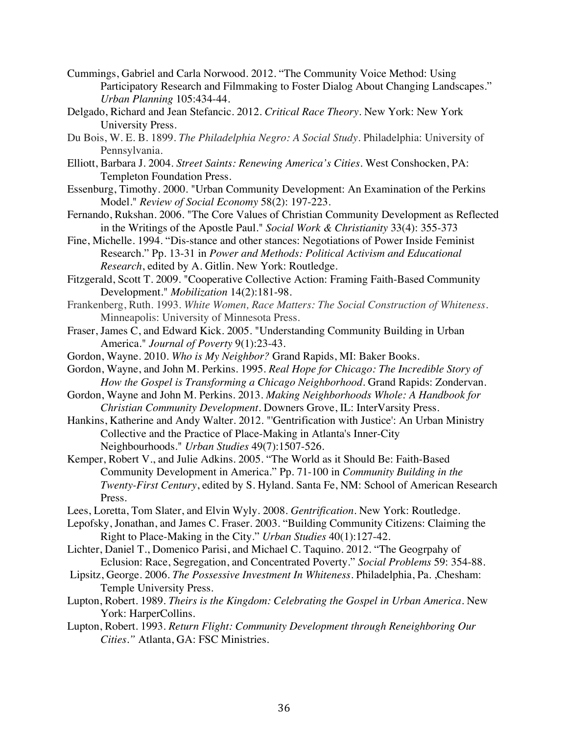Cummings, Gabriel and Carla Norwood. 2012. "The Community Voice Method: Using Participatory Research and Filmmaking to Foster Dialog About Changing Landscapes." *Urban Planning* 105:434-44.

Delgado, Richard and Jean Stefancic. 2012. *Critical Race Theory*. New York: New York University Press.

Du Bois, W. E. B. 1899. *The Philadelphia Negro: A Social Study*. Philadelphia: University of Pennsylvania.

Elliott, Barbara J. 2004. *Street Saints: Renewing America's Cities*. West Conshocken, PA: Templeton Foundation Press.

Essenburg, Timothy. 2000. "Urban Community Development: An Examination of the Perkins Model." *Review of Social Economy* 58(2): 197-223.

Fernando, Rukshan. 2006. "The Core Values of Christian Community Development as Reflected in the Writings of the Apostle Paul." *Social Work & Christianity* 33(4): 355-373

Fine, Michelle. 1994. "Dis-stance and other stances: Negotiations of Power Inside Feminist Research." Pp. 13-31 in *Power and Methods: Political Activism and Educational Research*, edited by A. Gitlin. New York: Routledge.

Fitzgerald, Scott T. 2009. "Cooperative Collective Action: Framing Faith-Based Community Development." *Mobilization* 14(2):181-98.

Frankenberg, Ruth. 1993. *White Women, Race Matters: The Social Construction of Whiteness*. Minneapolis: University of Minnesota Press.

Fraser, James C, and Edward Kick. 2005. "Understanding Community Building in Urban America." *Journal of Poverty* 9(1):23-43.

Gordon, Wayne. 2010. *Who is My Neighbor?* Grand Rapids, MI: Baker Books.

Gordon, Wayne, and John M. Perkins. 1995. *Real Hope for Chicago: The Incredible Story of How the Gospel is Transforming a Chicago Neighborhood*. Grand Rapids: Zondervan.

Gordon, Wayne and John M. Perkins. 2013. *Making Neighborhoods Whole: A Handbook for Christian Community Development*. Downers Grove, IL: InterVarsity Press.

Hankins, Katherine and Andy Walter. 2012. "'Gentrification with Justice': An Urban Ministry Collective and the Practice of Place-Making in Atlanta's Inner-City Neighbourhoods." *Urban Studies* 49(7):1507-526.

Kemper, Robert V., and Julie Adkins. 2005. "The World as it Should Be: Faith-Based Community Development in America." Pp. 71-100 in *Community Building in the Twenty-First Century*, edited by S. Hyland. Santa Fe, NM: School of American Research Press.

Lees, Loretta, Tom Slater, and Elvin Wyly. 2008. *Gentrification*. New York: Routledge.

Lepofsky, Jonathan, and James C. Fraser. 2003. "Building Community Citizens: Claiming the Right to Place-Making in the City." *Urban Studies* 40(1):127-42.

Lichter, Daniel T., Domenico Parisi, and Michael C. Taquino. 2012. "The Geogrpahy of Eclusion: Race, Segregation, and Concentrated Poverty." *Social Problems* 59: 354-88.

Lipsitz, George. 2006. *The Possessive Investment In Whiteness*. Philadelphia, Pa. ,Chesham: Temple University Press.

Lupton, Robert. 1989. *Theirs is the Kingdom: Celebrating the Gospel in Urban America*. New York: HarperCollins.

Lupton, Robert. 1993. *Return Flight: Community Development through Reneighboring Our Cities."* Atlanta, GA: FSC Ministries.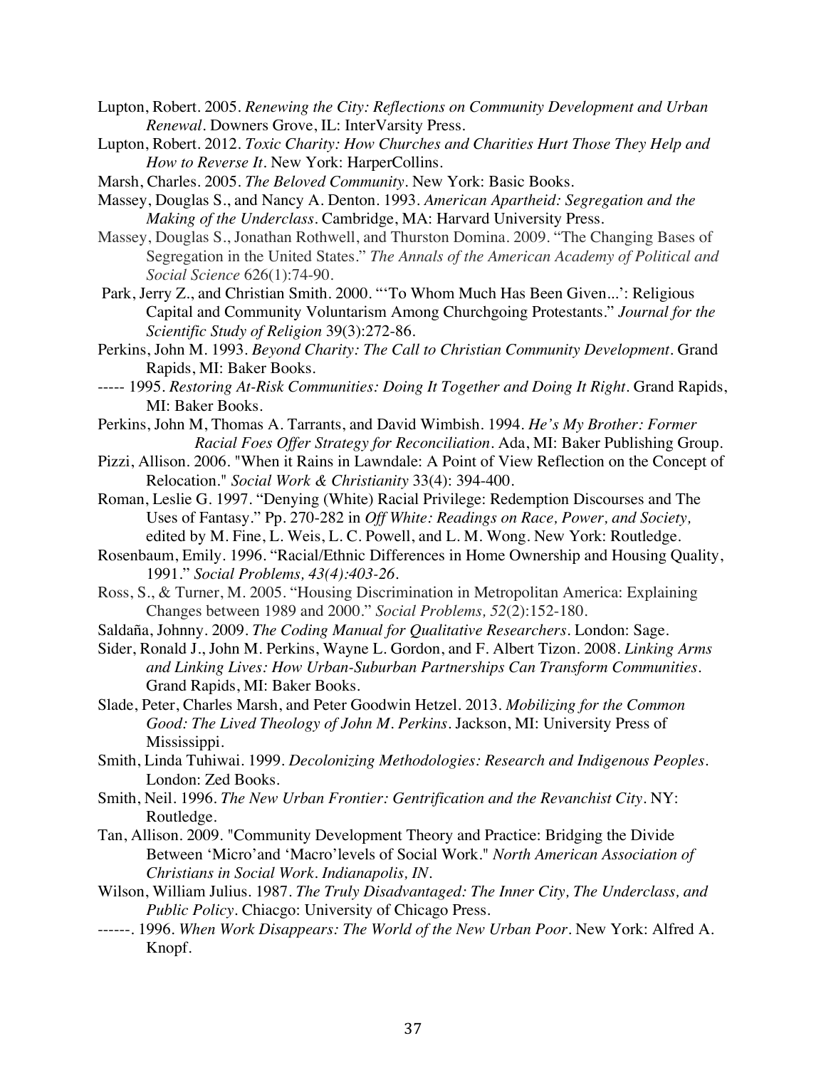Lupton, Robert. 2005. *Renewing the City: Reflections on Community Development and Urban Renewal*. Downers Grove, IL: InterVarsity Press.

Lupton, Robert. 2012. *Toxic Charity: How Churches and Charities Hurt Those They Help and How to Reverse It*. New York: HarperCollins.

Marsh, Charles. 2005. *The Beloved Community*. New York: Basic Books.

Massey, Douglas S., and Nancy A. Denton. 1993. *American Apartheid: Segregation and the Making of the Underclass*. Cambridge, MA: Harvard University Press.

Massey, Douglas S., Jonathan Rothwell, and Thurston Domina. 2009. "The Changing Bases of Segregation in the United States." *The Annals of the American Academy of Political and Social Science* 626(1):74-90.

Park, Jerry Z., and Christian Smith. 2000. "'To Whom Much Has Been Given...': Religious Capital and Community Voluntarism Among Churchgoing Protestants." *Journal for the Scientific Study of Religion* 39(3):272-86.

Perkins, John M. 1993. *Beyond Charity: The Call to Christian Community Development*. Grand Rapids, MI: Baker Books.

----- 1995. *Restoring At-Risk Communities: Doing It Together and Doing It Right*. Grand Rapids, MI: Baker Books.

Perkins, John M, Thomas A. Tarrants, and David Wimbish. 1994. *He's My Brother: Former Racial Foes Offer Strategy for Reconciliation*. Ada, MI: Baker Publishing Group.

Pizzi, Allison. 2006. "When it Rains in Lawndale: A Point of View Reflection on the Concept of Relocation." *Social Work & Christianity* 33(4): 394-400.

Roman, Leslie G. 1997. "Denying (White) Racial Privilege: Redemption Discourses and The Uses of Fantasy." Pp. 270-282 in *Off White: Readings on Race, Power, and Society,* edited by M. Fine, L. Weis, L. C. Powell, and L. M. Wong. New York: Routledge.

Rosenbaum, Emily. 1996. "Racial/Ethnic Differences in Home Ownership and Housing Quality, 1991." *Social Problems, 43(4):403-26*.

Ross, S., & Turner, M. 2005. "Housing Discrimination in Metropolitan America: Explaining Changes between 1989 and 2000." *Social Problems, 52*(2):152-180.

Saldaña, Johnny. 2009. *The Coding Manual for Qualitative Researchers*. London: Sage.

Sider, Ronald J., John M. Perkins, Wayne L. Gordon, and F. Albert Tizon. 2008. *Linking Arms and Linking Lives: How Urban-Suburban Partnerships Can Transform Communities*. Grand Rapids, MI: Baker Books.

Slade, Peter, Charles Marsh, and Peter Goodwin Hetzel. 2013. *Mobilizing for the Common Good: The Lived Theology of John M. Perkins*. Jackson, MI: University Press of Mississippi.

Smith, Linda Tuhiwai. 1999. *Decolonizing Methodologies: Research and Indigenous Peoples*. London: Zed Books.

Smith, Neil. 1996. *The New Urban Frontier: Gentrification and the Revanchist City*. NY: Routledge.

Tan, Allison. 2009. "Community Development Theory and Practice: Bridging the Divide Between 'Micro'and 'Macro'levels of Social Work." *North American Association of Christians in Social Work. Indianapolis, IN*.

Wilson, William Julius. 1987. *The Truly Disadvantaged: The Inner City, The Underclass, and Public Policy*. Chiacgo: University of Chicago Press.

------. 1996. *When Work Disappears: The World of the New Urban Poor*. New York: Alfred A. Knopf.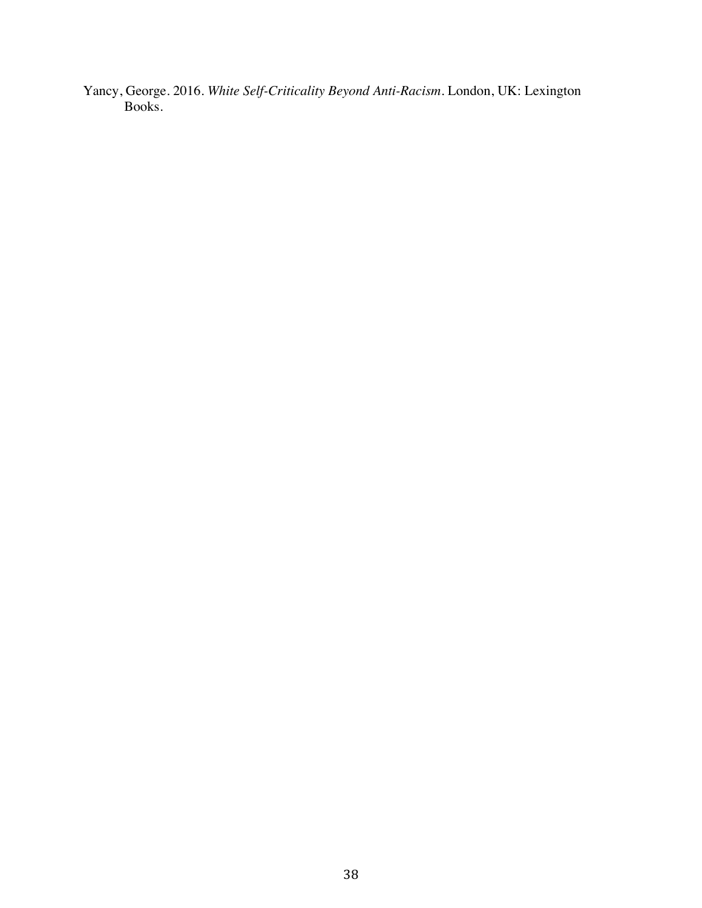Yancy, George. 2016. *White Self-Criticality Beyond Anti-Racism*. London, UK: Lexington Books.